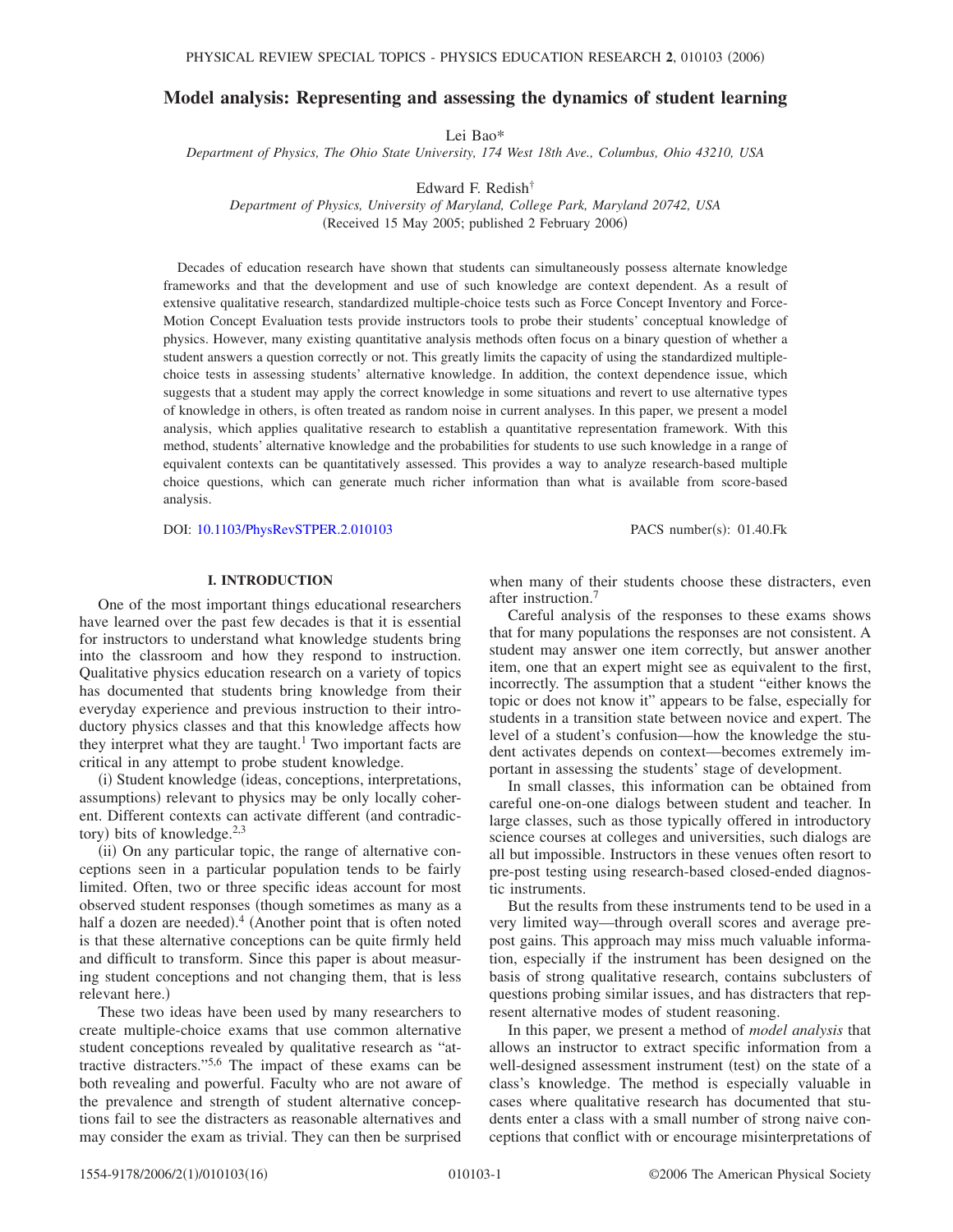# Model analysis: Representing and assessing the dynamics of student learning

Lei Bao*

*Department of Physics, The Ohio State University, 174 West 18th Ave., Columbus, Ohio 43210, USA*

Edward F. Redish†

*Department of Physics, University of Maryland, College Park, Maryland 20742, USA*

(Received 15 May 2005; published 2 February 2006)

Decades of education research have shown that students can simultaneously possess alternate knowledge frameworks and that the development and use of such knowledge are context dependent. As a result of extensive qualitative research, standardized multiple-choice tests such as Force Concept Inventory and Force-Motion Concept Evaluation tests provide instructors tools to probe their students' conceptual knowledge of physics. However, many existing quantitative analysis methods often focus on a binary question of whether a student answers a question correctly or not. This greatly limits the capacity of using the standardized multiple-choice tests in assessing students' alternative knowledge. In addition, the context dependence issue, which suggests that a student may apply the correct knowledge in some situations and revert to use alternative types of knowledge in others, is often treated as random noise in current analyses. In this paper, we present a model analysis, which applies qualitative research to establish a quantitative representation framework. With this method, students' alternative knowledge and the probabilities for students to use such knowledge in a range of equivalent contexts can be quantitatively assessed. This provides a way to analyze research-based multiple choice questions, which can generate much richer information than what is available from score-based analysis.

DOI: 10.1103/PhysRevSTPER.2.010103

PACS number(s): 01.40.Fk

## I. INTRODUCTION

One of the most important things educational researchers have learned over the past few decades is that it is essential for instructors to understand what knowledge students bring into the classroom and how they respond to instruction. Qualitative physics education research on a variety of topics has documented that students bring knowledge from their everyday experience and previous instruction to their introductory physics classes and that this knowledge affects how they interpret what they are taught.[1] Two important facts are critical in any attempt to probe student knowledge.

(i) Student knowledge (ideas, conceptions, interpretations, assumptions) relevant to physics may be only locally coherent. Different contexts can activate different (and contradictory) bits of knowledge.[2,3]

(ii) On any particular topic, the range of alternative conceptions seen in a particular population tends to be fairly limited. Often, two or three specific ideas account for most observed student responses (though sometimes as many as a half a dozen are needed).[4] (Another point that is often noted is that these alternative conceptions can be quite firmly held and difficult to transform. Since this paper is about measuring student conceptions and not changing them, that is less relevant here.)

These two ideas have been used by many researchers to create multiple-choice exams that use common alternative student conceptions revealed by qualitative research as "attractive distracters."[5,6] The impact of these exams can be both revealing and powerful. Faculty who are not aware of the prevalence and strength of student alternative conceptions fail to see the distracters as reasonable alternatives and may consider the exam as trivial. They can then be surprised when many of their students choose these distracters, even after instruction.[7]

Careful analysis of the responses to these exams shows that for many populations the responses are not consistent. A student may answer one item correctly, but answer another item, one that an expert might see as equivalent to the first, incorrectly. The assumption that a student "either knows the topic or does not know it" appears to be false, especially for students in a transition state between novice and expert. The level of a student's confusion—how the knowledge the student activates depends on context—becomes extremely important in assessing the students' stage of development.

In small classes, this information can be obtained from careful one-on-one dialogs between student and teacher. In large classes, such as those typically offered in introductory science courses at colleges and universities, such dialogs are all but impossible. Instructors in these venues often resort to pre-post testing using research-based closed-ended diagnostic instruments.

But the results from these instruments tend to be used in a very limited way—through overall scores and average pre-post gains. This approach may miss much valuable information, especially if the instrument has been designed on the basis of strong qualitative research, contains subclusters of questions probing similar issues, and has distracters that represent alternative modes of student reasoning.

In this paper, we present a method of *model analysis* that allows an instructor to extract specific information from a well-designed assessment instrument (test) on the state of a class's knowledge. The method is especially valuable in cases where qualitative research has documented that students enter a class with a small number of strong naive conceptions that conflict with or encourage misinterpretations of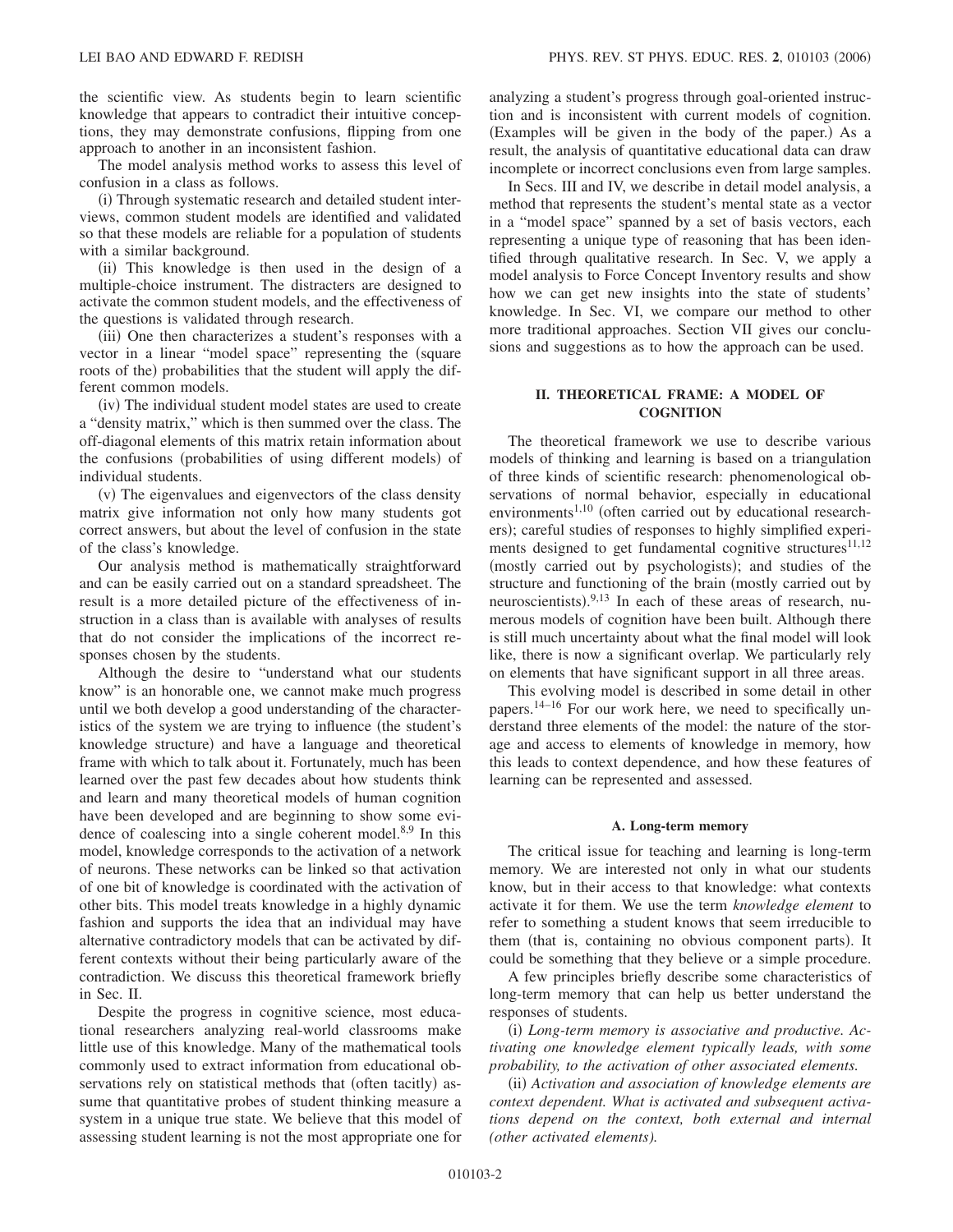the scientific view. As students begin to learn scientific knowledge that appears to contradict their intuitive conceptions, they may demonstrate confusions, flipping from one approach to another in an inconsistent fashion.

The model analysis method works to assess this level of confusion in a class as follows.

(i) Through systematic research and detailed student interviews, common student models are identified and validated so that these models are reliable for a population of students with a similar background.

(ii) This knowledge is then used in the design of a multiple-choice instrument. The distracters are designed to activate the common student models, and the effectiveness of the questions is validated through research.

(iii) One then characterizes a student's responses with a vector in a linear "model space" representing the (square roots of the) probabilities that the student will apply the different common models.

(iv) The individual student model states are used to create a "density matrix," which is then summed over the class. The off-diagonal elements of this matrix retain information about the confusions (probabilities of using different models) of individual students.

(v) The eigenvalues and eigenvectors of the class density matrix give information not only how many students got correct answers, but about the level of confusion in the state of the class's knowledge.

Our analysis method is mathematically straightforward and can be easily carried out on a standard spreadsheet. The result is a more detailed picture of the effectiveness of instruction in a class than is available with analyses of results that do not consider the implications of the incorrect responses chosen by the students.

Although the desire to "understand what our students know" is an honorable one, we cannot make much progress until we both develop a good understanding of the characteristics of the system we are trying to influence (the student's knowledge structure) and have a language and theoretical frame with which to talk about it. Fortunately, much has been learned over the past few decades about how students think and learn and many theoretical models of human cognition have been developed and are beginning to show some evidence of coalescing into a single coherent model.[8,9] In this model, knowledge corresponds to the activation of a network of neurons. These networks can be linked so that activation of one bit of knowledge is coordinated with the activation of other bits. This model treats knowledge in a highly dynamic fashion and supports the idea that an individual may have alternative contradictory models that can be activated by different contexts without their being particularly aware of the contradiction. We discuss this theoretical framework briefly in Sec. II.

Despite the progress in cognitive science, most educational researchers analyzing real-world classrooms make little use of this knowledge. Many of the mathematical tools commonly used to extract information from educational observations rely on statistical methods that (often tacitly) assume that quantitative probes of student thinking measure a system in a unique true state. We believe that this model of assessing student learning is not the most appropriate one for analyzing a student's progress through goal-oriented instruction and is inconsistent with current models of cognition. (Examples will be given in the body of the paper.) As a result, the analysis of quantitative educational data can draw incomplete or incorrect conclusions even from large samples.

In Secs. III and IV, we describe in detail model analysis, a method that represents the student's mental state as a vector in a "model space" spanned by a set of basis vectors, each representing a unique type of reasoning that has been identified through qualitative research. In Sec. V, we apply a model analysis to Force Concept Inventory results and show how we can get new insights into the state of students' knowledge. In Sec. VI, we compare our method to other more traditional approaches. Section VII gives our conclusions and suggestions as to how the approach can be used.

## II. THEORETICAL FRAME: A MODEL OF COGNITION

The theoretical framework we use to describe various models of thinking and learning is based on a triangulation of three kinds of scientific research: phenomenological observations of normal behavior, especially in educational environments[1,10] (often carried out by educational researchers); careful studies of responses to highly simplified experiments designed to get fundamental cognitive structures[11,12] (mostly carried out by psychologists); and studies of the structure and functioning of the brain (mostly carried out by neuroscientists).[9,13] In each of these areas of research, numerous models of cognition have been built. Although there is still much uncertainty about what the final model will look like, there is now a significant overlap. We particularly rely on elements that have significant support in all three areas.

This evolving model is described in some detail in other papers.[14–16] For our work here, we need to specifically understand three elements of the model: the nature of the storage and access to elements of knowledge in memory, how this leads to context dependence, and how these features of learning can be represented and assessed.

### A. Long-term memory

The critical issue for teaching and learning is long-term memory. We are interested not only in what our students know, but in their access to that knowledge: what contexts activate it for them. We use the term *knowledge element* to refer to something a student knows that seem irreducible to them (that is, containing no obvious component parts). It could be something that they believe or a simple procedure.

A few principles briefly describe some characteristics of long-term memory that can help us better understand the responses of students.

(i) *Long-term memory is associative and productive. Activating one knowledge element typically leads, with some probability, to the activation of other associated elements.*

(ii) *Activation and association of knowledge elements are context dependent. What is activated and subsequent activations depend on the context, both external and internal (other activated elements).*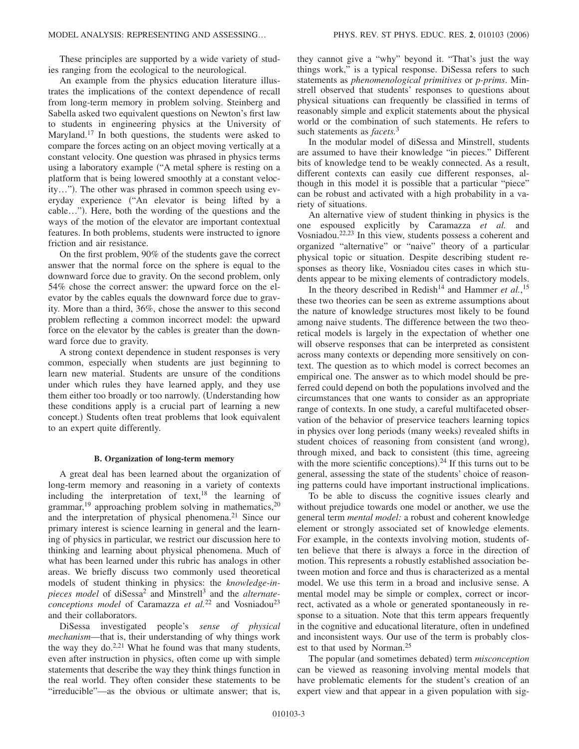These principles are supported by a wide variety of studies ranging from the ecological to the neurological.

An example from the physics education literature illustrates the implications of the context dependence of recall from long-term memory in problem solving. Steinberg and Sabella asked two equivalent questions on Newton's first law to students in engineering physics at the University of Maryland.[17] In both questions, the students were asked to compare the forces acting on an object moving vertically at a constant velocity. One question was phrased in physics terms using a laboratory example ("A metal sphere is resting on a platform that is being lowered smoothly at a constant velocity…"). The other was phrased in common speech using everyday experience ("An elevator is being lifted by a cable…"). Here, both the wording of the questions and the ways of the motion of the elevator are important contextual features. In both problems, students were instructed to ignore friction and air resistance.

On the first problem, 90% of the students gave the correct answer that the normal force on the sphere is equal to the downward force due to gravity. On the second problem, only 54% chose the correct answer: the upward force on the elevator by the cables equals the downward force due to gravity. More than a third, 36%, chose the answer to this second problem reflecting a common incorrect model: the upward force on the elevator by the cables is greater than the downward force due to gravity.

A strong context dependence in student responses is very common, especially when students are just beginning to learn new material. Students are unsure of the conditions under which rules they have learned apply, and they use them either too broadly or too narrowly. (Understanding how these conditions apply is a crucial part of learning a new concept.) Students often treat problems that look equivalent to an expert quite differently.

### B. Organization of long-term memory

A great deal has been learned about the organization of long-term memory and reasoning in a variety of contexts including the interpretation of text,[18] the learning of grammar,[19] approaching problem solving in mathematics,[20] and the interpretation of physical phenomena.[21] Since our primary interest is science learning in general and the learning of physics in particular, we restrict our discussion here to thinking and learning about physical phenomena. Much of what has been learned under this rubric has analogs in other areas. We briefly discuss two commonly used theoretical models of student thinking in physics: the *knowledge-in-pieces model* of diSessa[2] and Minstrell[3] and the *alternate-conceptions model* of Caramazza *et al.*[22] and Vosniadou[23] and their collaborators.

DiSessa investigated people's *sense of physical mechanism*—that is, their understanding of why things work the way they do.[2,21] What he found was that many students, even after instruction in physics, often come up with simple statements that describe the way they think things function in the real world. They often consider these statements to be "irreducible"—as the obvious or ultimate answer; that is, they cannot give a "why" beyond it. "That's just the way things work," is a typical response. DiSessa refers to such statements as *phenomenological primitives* or *p-prims*. Minstrell observed that students' responses to questions about physical situations can frequently be classified in terms of reasonably simple and explicit statements about the physical world or the combination of such statements. He refers to such statements as *facets*.[3]

In the modular model of diSessa and Minstrell, students are assumed to have their knowledge "in pieces." Different bits of knowledge tend to be weakly connected. As a result, different contexts can easily cue different responses, although in this model it is possible that a particular "piece" can be robust and activated with a high probability in a variety of situations.

An alternative view of student thinking in physics is the one espoused explicitly by Caramazza *et al.* and Vosniadou.[22,23] In this view, students possess a coherent and organized "alternative" or "naive" theory of a particular physical topic or situation. Despite describing student responses as theory like, Vosniadou cites cases in which students appear to be mixing elements of contradictory models.

In the theory described in Redish[14] and Hammer *et al.*,[15] these two theories can be seen as extreme assumptions about the nature of knowledge structures most likely to be found among naive students. The difference between the two theoretical models is largely in the expectation of whether one will observe responses that can be interpreted as consistent across many contexts or depending more sensitively on context. The question as to which model is correct becomes an empirical one. The answer as to which model should be preferred could depend on both the populations involved and the circumstances that one wants to consider as an appropriate range of contexts. In one study, a careful multifaceted observation of the behavior of preservice teachers learning topics in physics over long periods (many weeks) revealed shifts in student choices of reasoning from consistent (and wrong), through mixed, and back to consistent (this time, agreeing with the more scientific conceptions).[24] If this turns out to be general, assessing the state of the students' choice of reasoning patterns could have important instructional implications.

To be able to discuss the cognitive issues clearly and without prejudice towards one model or another, we use the general term *mental model:* a robust and coherent knowledge element or strongly associated set of knowledge elements. For example, in the contexts involving motion, students often believe that there is always a force in the direction of motion. This represents a robustly established association between motion and force and thus is characterized as a mental model. We use this term in a broad and inclusive sense. A mental model may be simple or complex, correct or incorrect, activated as a whole or generated spontaneously in response to a situation. Note that this term appears frequently in the cognitive and educational literature, often in undefined and inconsistent ways. Our use of the term is probably closest to that used by Norman.[25]

The popular (and sometimes debated) term *misconception* can be viewed as reasoning involving mental models that have problematic elements for the student's creation of an expert view and that appear in a given population with sig-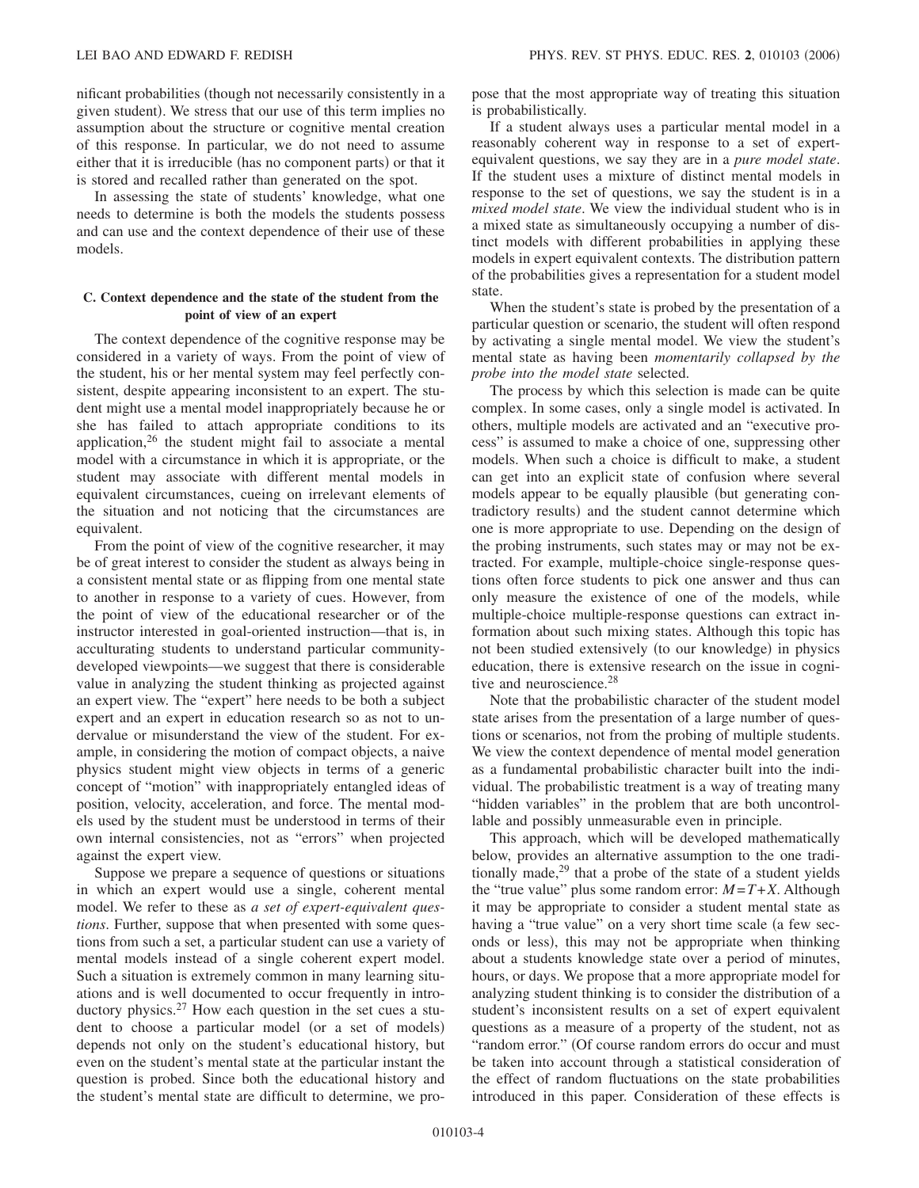nificant probabilities (though not necessarily consistently in a given student). We stress that our use of this term implies no assumption about the structure or cognitive mental creation of this response. In particular, we do not need to assume either that it is irreducible (has no component parts) or that it is stored and recalled rather than generated on the spot.

In assessing the state of students' knowledge, what one needs to determine is both the models the students possess and can use and the context dependence of their use of these models.

### C. Context dependence and the state of the student from the point of view of an expert

The context dependence of the cognitive response may be considered in a variety of ways. From the point of view of the student, his or her mental system may feel perfectly consistent, despite appearing inconsistent to an expert. The student might use a mental model inappropriately because he or she has failed to attach appropriate conditions to its application,[26] the student might fail to associate a mental model with a circumstance in which it is appropriate, or the student may associate with different mental models in equivalent circumstances, cueing on irrelevant elements of the situation and not noticing that the circumstances are equivalent.

From the point of view of the cognitive researcher, it may be of great interest to consider the student as always being in a consistent mental state or as flipping from one mental state to another in response to a variety of cues. However, from the point of view of the educational researcher or of the instructor interested in goal-oriented instruction—that is, in acculturating students to understand particular community-developed viewpoints—we suggest that there is considerable value in analyzing the student thinking as projected against an expert view. The "expert" here needs to be both a subject expert and an expert in education research so as not to undervalue or misunderstand the view of the student. For example, in considering the motion of compact objects, a naive physics student might view objects in terms of a generic concept of "motion" with inappropriately entangled ideas of position, velocity, acceleration, and force. The mental models used by the student must be understood in terms of their own internal consistencies, not as "errors" when projected against the expert view.

Suppose we prepare a sequence of questions or situations in which an expert would use a single, coherent mental model. We refer to these as *a set of expert-equivalent questions*. Further, suppose that when presented with some questions from such a set, a particular student can use a variety of mental models instead of a single coherent expert model. Such a situation is extremely common in many learning situations and is well documented to occur frequently in introductory physics.[27] How each question in the set cues a student to choose a particular model (or a set of models) depends not only on the student's educational history, but even on the student's mental state at the particular instant the question is probed. Since both the educational history and the student's mental state are difficult to determine, we propose that the most appropriate way of treating this situation is probabilistically.

If a student always uses a particular mental model in a reasonably coherent way in response to a set of expert-equivalent questions, we say they are in a *pure model state*. If the student uses a mixture of distinct mental models in response to the set of questions, we say the student is in a *mixed model state*. We view the individual student who is in a mixed state as simultaneously occupying a number of distinct models with different probabilities in applying these models in expert equivalent contexts. The distribution pattern of the probabilities gives a representation for a student model state.

When the student's state is probed by the presentation of a particular question or scenario, the student will often respond by activating a single mental model. We view the student's mental state as having been *momentarily collapsed by the probe into the model state* selected.

The process by which this selection is made can be quite complex. In some cases, only a single model is activated. In others, multiple models are activated and an "executive process" is assumed to make a choice of one, suppressing other models. When such a choice is difficult to make, a student can get into an explicit state of confusion where several models appear to be equally plausible (but generating contradictory results) and the student cannot determine which one is more appropriate to use. Depending on the design of the probing instruments, such states may or may not be extracted. For example, multiple-choice single-response questions often force students to pick one answer and thus can only measure the existence of one of the models, while multiple-choice multiple-response questions can extract information about such mixing states. Although this topic has not been studied extensively (to our knowledge) in physics education, there is extensive research on the issue in cognitive and neuroscience.[28]

Note that the probabilistic character of the student model state arises from the presentation of a large number of questions or scenarios, not from the probing of multiple students. We view the context dependence of mental model generation as a fundamental probabilistic character built into the individual. The probabilistic treatment is a way of treating many "hidden variables" in the problem that are both uncontrollable and possibly unmeasurable even in principle.

This approach, which will be developed mathematically below, provides an alternative assumption to the one traditionally made,[29] that a probe of the state of a student yields the "true value" plus some random error: $M=T+X$. Although it may be appropriate to consider a student mental state as having a "true value" on a very short time scale (a few seconds or less), this may not be appropriate when thinking about a students knowledge state over a period of minutes, hours, or days. We propose that a more appropriate model for analyzing student thinking is to consider the distribution of a student's inconsistent results on a set of expert equivalent questions as a measure of a property of the student, not as "random error." (Of course random errors do occur and must be taken into account through a statistical consideration of the effect of random fluctuations on the state probabilities introduced in this paper. Consideration of these effects is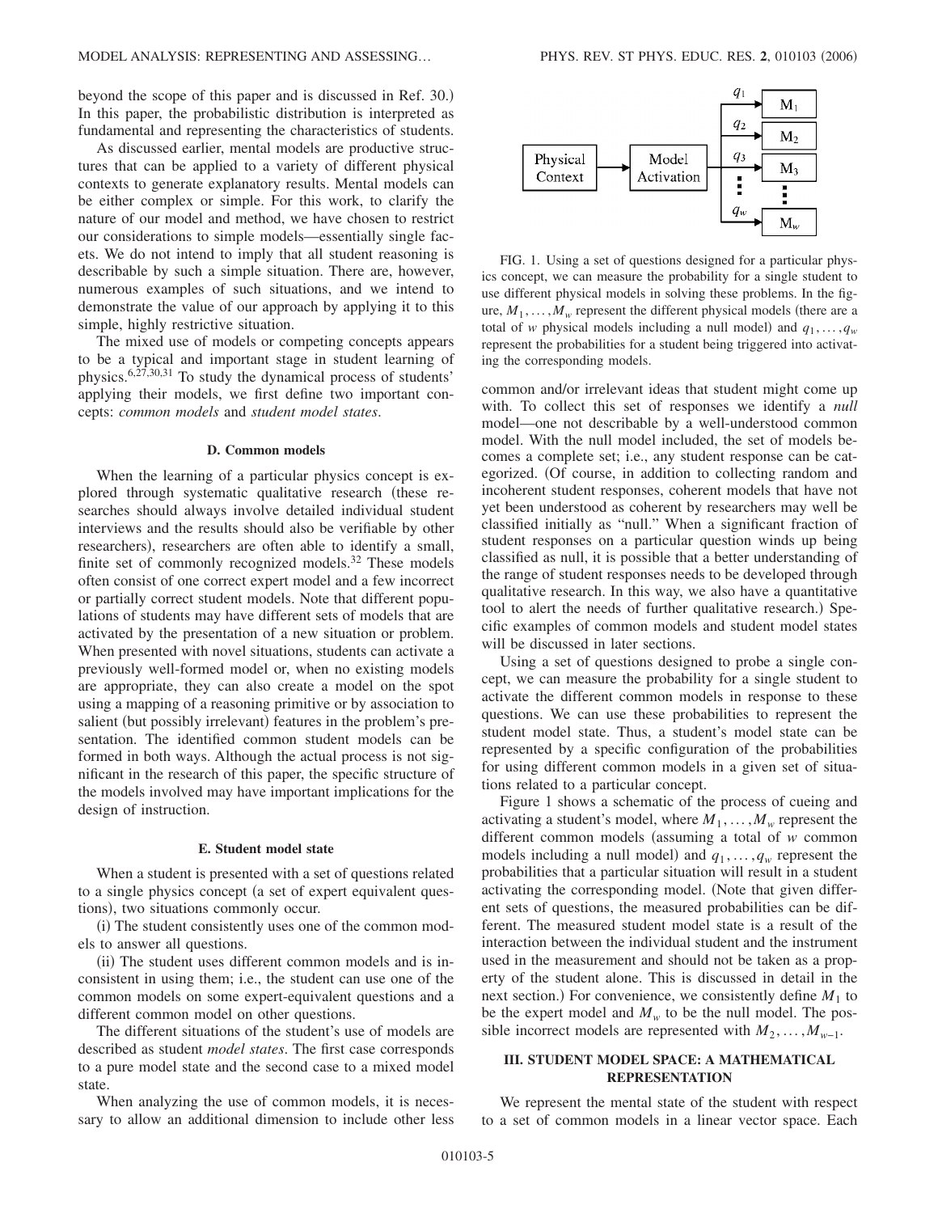beyond the scope of this paper and is discussed in Ref. 30.) In this paper, the probabilistic distribution is interpreted as fundamental and representing the characteristics of students.

As discussed earlier, mental models are productive structures that can be applied to a variety of different physical contexts to generate explanatory results. Mental models can be either complex or simple. For this work, to clarify the nature of our model and method, we have chosen to restrict our considerations to simple models—essentially single facets. We do not intend to imply that all student reasoning is describable by such a simple situation. There are, however, numerous examples of such situations, and we intend to demonstrate the value of our approach by applying it to this simple, highly restrictive situation.

The mixed use of models or competing concepts appears to be a typical and important stage in student learning of physics.[6,27,30,31] To study the dynamical process of students' applying their models, we first define two important concepts: *common models* and *student model states*.

### D. Common models

When the learning of a particular physics concept is explored through systematic qualitative research (these researches should always involve detailed individual student interviews and the results should also be verifiable by other researchers), researchers are often able to identify a small, finite set of commonly recognized models.[32] These models often consist of one correct expert model and a few incorrect or partially correct student models. Note that different populations of students may have different sets of models that are activated by the presentation of a new situation or problem. When presented with novel situations, students can activate a previously well-formed model or, when no existing models are appropriate, they can also create a model on the spot using a mapping of a reasoning primitive or by association to salient (but possibly irrelevant) features in the problem's presentation. The identified common student models can be formed in both ways. Although the actual process is not significant in the research of this paper, the specific structure of the models involved may have important implications for the design of instruction.

### E. Student model state

When a student is presented with a set of questions related to a single physics concept (a set of expert equivalent questions), two situations commonly occur.

(i) The student consistently uses one of the common models to answer all questions.

(ii) The student uses different common models and is inconsistent in using them; i.e., the student can use one of the common models on some expert-equivalent questions and a different common model on other questions.

The different situations of the student's use of models are described as student *model states*. The first case corresponds to a pure model state and the second case to a mixed model state.

When analyzing the use of common models, it is necessary to allow an additional dimension to include other less common and/or irrelevant ideas that student might come up with. To collect this set of responses we identify a *null* model—one not describable by a well-understood common model. With the null model included, the set of models becomes a complete set; i.e., any student response can be categorized. (Of course, in addition to collecting random and incoherent student responses, coherent models that have not yet been understood as coherent by researchers may well be classified initially as "null." When a significant fraction of student responses on a particular question winds up being classified as null, it is possible that a better understanding of the range of student responses needs to be developed through qualitative research. In this way, we also have a quantitative tool to alert the needs of further qualitative research.) Specific examples of common models and student model states will be discussed in later sections.

Using a set of questions designed to probe a single concept, we can measure the probability for a single student to activate the different common models in response to these questions. We can use these probabilities to represent the student model state. Thus, a student's model state can be represented by a specific configuration of the probabilities for using different common models in a given set of situations related to a particular concept.

Physical Context → Model Activation → $q_1$ $M_1$, $q_2$ $M_2$, $q_3$ $M_3$, ..., $q_w$ $M_w$

FIG. 1. Using a set of questions designed for a particular physics concept, we can measure the probability for a single student to use different physical models in solving these problems. In the figure, $M_1, \ldots, M_w$ represent the different physical models (there are a total of $w$ physical models including a null model) and $q_1, \ldots, q_w$ represent the probabilities for a student being triggered into activating the corresponding models.

Figure 1 shows a schematic of the process of cueing and activating a student's model, where $M_1, \ldots, M_w$ represent the different common models (assuming a total of $w$ common models including a null model) and $q_1, \ldots, q_w$ represent the probabilities that a particular situation will result in a student activating the corresponding model. (Note that given different sets of questions, the measured probabilities can be different. The measured student model state is a result of the interaction between the individual student and the instrument used in the measurement and should not be taken as a property of the student alone. This is discussed in detail in the next section.) For convenience, we consistently define $M_1$ to be the expert model and $M_w$ to be the null model. The possible incorrect models are represented with $M_2, \ldots, M_{w-1}$.

## III. STUDENT MODEL SPACE: A MATHEMATICAL REPRESENTATION

We represent the mental state of the student with respect to a set of common models in a linear vector space. Each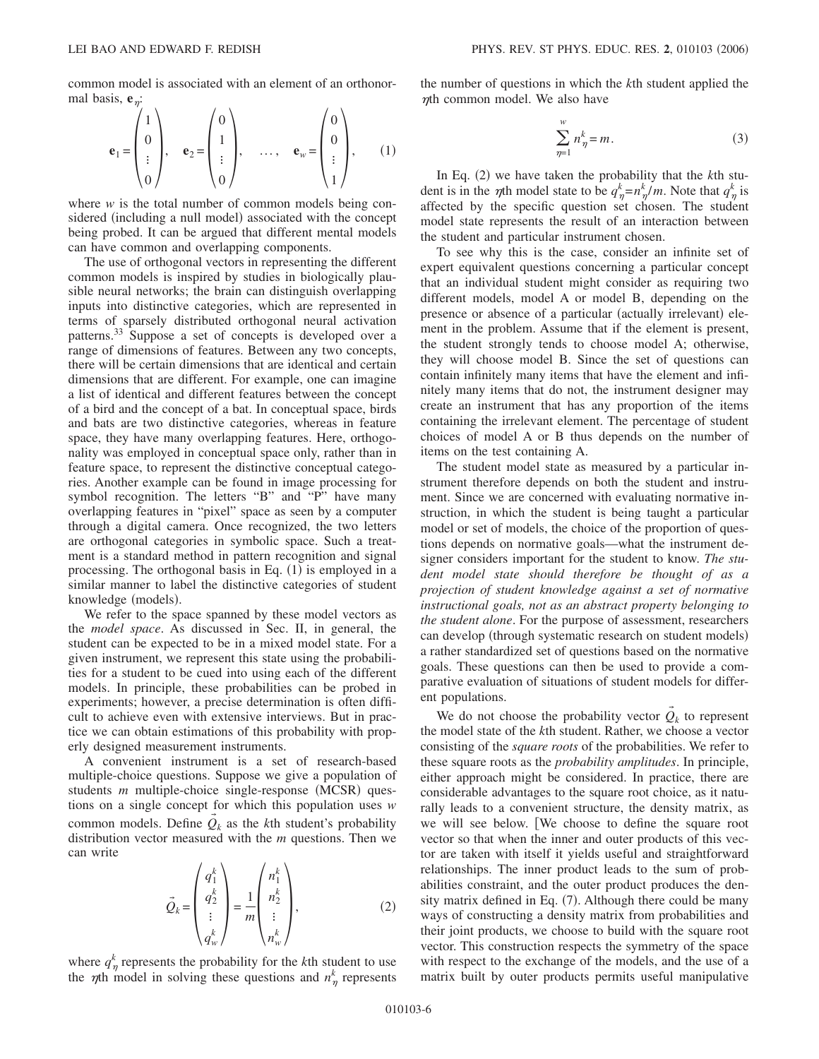common model is associated with an element of an orthonormal basis, $\mathbf{e}_\eta$:

$$\mathbf{e}_1 = \begin{pmatrix} 1 \\ 0 \\ \vdots \\ 0 \end{pmatrix}, \quad \mathbf{e}_2 = \begin{pmatrix} 0 \\ 1 \\ \vdots \\ 0 \end{pmatrix}, \quad \ldots, \quad \mathbf{e}_w = \begin{pmatrix} 0 \\ 0 \\ \vdots \\ 1 \end{pmatrix}, \qquad (1)$$

where $w$ is the total number of common models being considered (including a null model) associated with the concept being probed. It can be argued that different mental models can have common and overlapping components.

The use of orthogonal vectors in representing the different common models is inspired by studies in biologically plausible neural networks; the brain can distinguish overlapping inputs into distinctive categories, which are represented in terms of sparsely distributed orthogonal neural activation patterns.[33] Suppose a set of concepts is developed over a range of dimensions of features. Between any two concepts, there will be certain dimensions that are identical and certain dimensions that are different. For example, one can imagine a list of identical and different features between the concept of a bird and the concept of a bat. In conceptual space, birds and bats are two distinctive categories, whereas in feature space, they have many overlapping features. Here, orthogonality was employed in conceptual space only, rather than in feature space, to represent the distinctive conceptual categories. Another example can be found in image processing for symbol recognition. The letters "B" and "P" have many overlapping features in "pixel" space as seen by a computer through a digital camera. Once recognized, the two letters are orthogonal categories in symbolic space. Such a treatment is a standard method in pattern recognition and signal processing. The orthogonal basis in Eq. (1) is employed in a similar manner to label the distinctive categories of student knowledge (models).

We refer to the space spanned by these model vectors as the *model space*. As discussed in Sec. II, in general, the student can be expected to be in a mixed model state. For a given instrument, we represent this state using the probabilities for a student to be cued into using each of the different models. In principle, these probabilities can be probed in experiments; however, a precise determination is often difficult to achieve even with extensive interviews. But in practice we can obtain estimations of this probability with properly designed measurement instruments.

A convenient instrument is a set of research-based multiple-choice questions. Suppose we give a population of students $m$ multiple-choice single-response (MCSR) questions on a single concept for which this population uses $w$ common models. Define $\vec{Q}_k$ as the $k$th student's probability distribution vector measured with the $m$ questions. Then we can write

$$\vec{Q}_k = \begin{pmatrix} q_1^k \\ q_2^k \\ \vdots \\ q_w^k \end{pmatrix} = \frac{1}{m} \begin{pmatrix} n_1^k \\ n_2^k \\ \vdots \\ n_w^k \end{pmatrix}, \qquad (2)$$

where $q_\eta^k$ represents the probability for the $k$th student to use the $\eta$th model in solving these questions and $n_\eta^k$ represents the number of questions in which the $k$th student applied the $\eta$th common model. We also have

$$\sum_{\eta=1}^{w} n_\eta^k = m. \qquad (3)$$

In Eq. (2) we have taken the probability that the $k$th student is in the $\eta$th model state to be $q_\eta^k = n_\eta^k / m$. Note that $q_\eta^k$ is affected by the specific question set chosen. The student model state represents the result of an interaction between the student and particular instrument chosen.

To see why this is the case, consider an infinite set of expert equivalent questions concerning a particular concept that an individual student might consider as requiring two different models, model A or model B, depending on the presence or absence of a particular (actually irrelevant) element in the problem. Assume that if the element is present, the student strongly tends to choose model A; otherwise, they will choose model B. Since the set of questions can contain infinitely many items that have the element and infinitely many items that do not, the instrument designer may create an instrument that has any proportion of the items containing the irrelevant element. The percentage of student choices of model A or B thus depends on the number of items on the test containing A.

The student model state as measured by a particular instrument therefore depends on both the student and instrument. Since we are concerned with evaluating normative instruction, in which the student is being taught a particular model or set of models, the choice of the proportion of questions depends on normative goals—what the instrument designer considers important for the student to know. *The student model state should therefore be thought of as a projection of student knowledge against a set of normative instructional goals, not as an abstract property belonging to the student alone*. For the purpose of assessment, researchers can develop (through systematic research on student models) a rather standardized set of questions based on the normative goals. These questions can then be used to provide a comparative evaluation of situations of student models for different populations.

We do not choose the probability vector $\vec{Q}_k$ to represent the model state of the $k$th student. Rather, we choose a vector consisting of the *square roots* of the probabilities. We refer to these square roots as the *probability amplitudes*. In principle, either approach might be considered. In practice, there are considerable advantages to the square root choice, as it naturally leads to a convenient structure, the density matrix, as we will see below. [We choose to define the square root vector so that when the inner and outer products of this vector are taken with itself it yields useful and straightforward relationships. The inner product leads to the sum of probabilities constraint, and the outer product produces the density matrix defined in Eq. (7). Although there could be many ways of constructing a density matrix from probabilities and their joint products, we choose to build with the square root vector. This construction respects the symmetry of the space with respect to the exchange of the models, and the use of a matrix built by outer products permits useful manipulative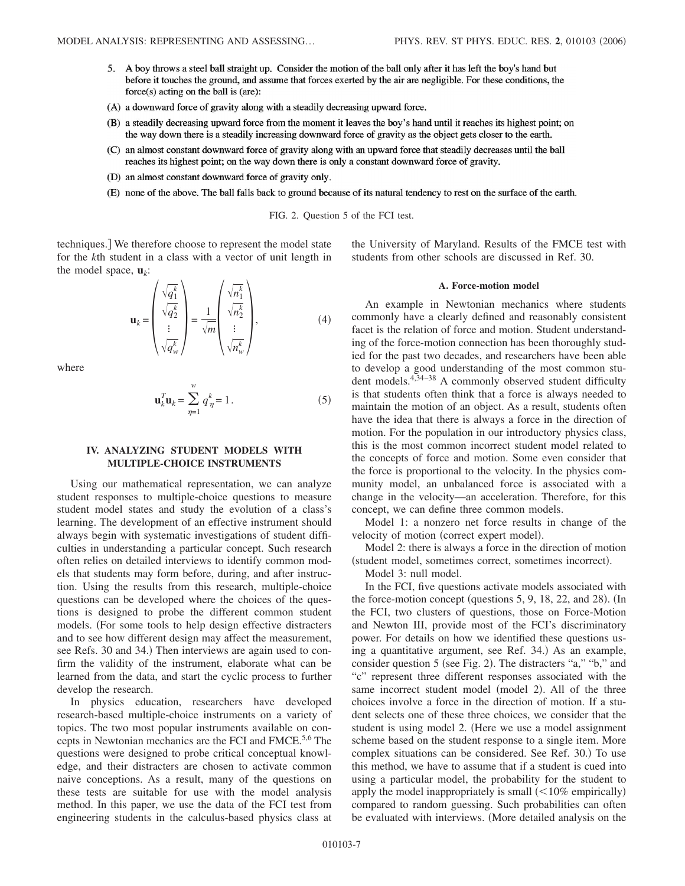5. A boy throws a steel ball straight up. Consider the motion of the ball only after it has left the boy's hand but before it touches the ground, and assume that forces exerted by the air are negligible. For these conditions, the force(s) acting on the ball is (are):

(A) a downward force of gravity along with a steadily decreasing upward force.

(B) a steadily decreasing upward force from the moment it leaves the boy's hand until it reaches its highest point; on the way down there is a steadily increasing downward force of gravity as the object gets closer to the earth.

(C) an almost constant downward force of gravity along with an upward force that steadily decreases until the ball reaches its highest point; on the way down there is only a constant downward force of gravity.

(D) an almost constant downward force of gravity only.

(E) none of the above. The ball falls back to ground because of its natural tendency to rest on the surface of the earth.

FIG. 2. Question 5 of the FCI test.

techniques.] We therefore choose to represent the model state for the $k$th student in a class with a vector of unit length in the model space, $\mathbf{u}_k$:

$$\mathbf{u}_k = \begin{pmatrix} \sqrt{q_1^k} \\ \sqrt{q_2^k} \\ \vdots \\ \sqrt{q_w^k} \end{pmatrix} = \frac{1}{\sqrt{m}} \begin{pmatrix} \sqrt{n_1^k} \\ \sqrt{n_2^k} \\ \vdots \\ \sqrt{n_w^k} \end{pmatrix}, \tag{4}$$

where

$$\mathbf{u}_k^T \mathbf{u}_k = \sum_{\eta=1}^{w} q_\eta^k = 1. \tag{5}$$

## IV. ANALYZING STUDENT MODELS WITH MULTIPLE-CHOICE INSTRUMENTS

Using our mathematical representation, we can analyze student responses to multiple-choice questions to measure student model states and study the evolution of a class's learning. The development of an effective instrument should always begin with systematic investigations of student difficulties in understanding a particular concept. Such research often relies on detailed interviews to identify common models that students may form before, during, and after instruction. Using the results from this research, multiple-choice questions can be developed where the choices of the questions is designed to probe the different common student models. (For some tools to help design effective distracters and to see how different design may affect the measurement, see Refs. 30 and 34.) Then interviews are again used to confirm the validity of the instrument, elaborate what can be learned from the data, and start the cyclic process to further develop the research.

In physics education, researchers have developed research-based multiple-choice instruments on a variety of topics. The two most popular instruments available on concepts in Newtonian mechanics are the FCI and FMCE.[5,6] The questions were designed to probe critical conceptual knowledge, and their distracters are chosen to activate common naive conceptions. As a result, many of the questions on these tests are suitable for use with the model analysis method. In this paper, we use the data of the FCI test from engineering students in the calculus-based physics class at the University of Maryland. Results of the FMCE test with students from other schools are discussed in Ref. 30.

### A. Force-motion model

An example in Newtonian mechanics where students commonly have a clearly defined and reasonably consistent facet is the relation of force and motion. Student understanding of the force-motion connection has been thoroughly studied for the past two decades, and researchers have been able to develop a good understanding of the most common student models.[4,34–38] A commonly observed student difficulty is that students often think that a force is always needed to maintain the motion of an object. As a result, students often have the idea that there is always a force in the direction of motion. For the population in our introductory physics class, this is the most common incorrect student model related to the concepts of force and motion. Some even consider that the force is proportional to the velocity. In the physics community model, an unbalanced force is associated with a change in the velocity—an acceleration. Therefore, for this concept, we can define three common models.

Model 1: a nonzero net force results in change of the velocity of motion (correct expert model).

Model 2: there is always a force in the direction of motion (student model, sometimes correct, sometimes incorrect).

Model 3: null model.

In the FCI, five questions activate models associated with the force-motion concept (questions 5, 9, 18, 22, and 28). (In the FCI, two clusters of questions, those on Force-Motion and Newton III, provide most of the FCI's discriminatory power. For details on how we identified these questions using a quantitative argument, see Ref. 34.) As an example, consider question 5 (see Fig. 2). The distracters "a," "b," and "c" represent three different responses associated with the same incorrect student model (model 2). All of the three choices involve a force in the direction of motion. If a student selects one of these three choices, we consider that the student is using model 2. (Here we use a model assignment scheme based on the student response to a single item. More complex situations can be considered. See Ref. 30.) To use this method, we have to assume that if a student is cued into using a particular model, the probability for the student to apply the model inappropriately is small ($<10\%$ empirically) compared to random guessing. Such probabilities can often be evaluated with interviews. (More detailed analysis on the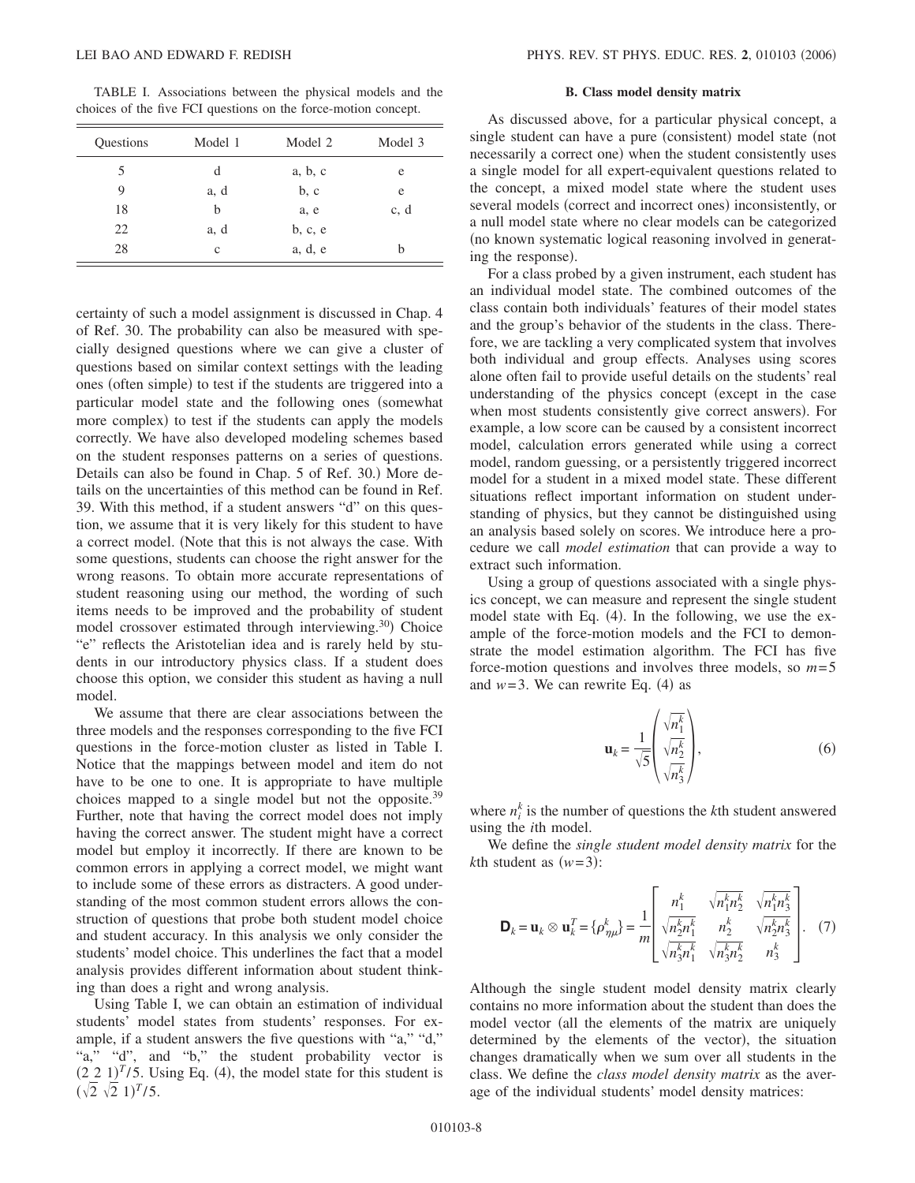TABLE I. Associations between the physical models and the choices of the five FCI questions on the force-motion concept.

| Questions | Model 1 | Model 2 | Model 3 |
|---|---|---|---|
| 5 | d | a, b, c | e |
| 9 | a, d | b, c | e |
| 18 | b | a, e | c, d |
| 22 | a, d | b, c, e | |
| 28 | c | a, d, e | b |

certainty of such a model assignment is discussed in Chap. 4 of Ref. 30. The probability can also be measured with specially designed questions where we can give a cluster of questions based on similar context settings with the leading ones (often simple) to test if the students are triggered into a particular model state and the following ones (somewhat more complex) to test if the students can apply the models correctly. We have also developed modeling schemes based on the student responses patterns on a series of questions. Details can also be found in Chap. 5 of Ref. 30.) More details on the uncertainties of this method can be found in Ref. 39. With this method, if a student answers "d" on this question, we assume that it is very likely for this student to have a correct model. (Note that this is not always the case. With some questions, students can choose the right answer for the wrong reasons. To obtain more accurate representations of student reasoning using our method, the wording of such items needs to be improved and the probability of student model crossover estimated through interviewing.[30]) Choice "e" reflects the Aristotelian idea and is rarely held by students in our introductory physics class. If a student does choose this option, we consider this student as having a null model.

We assume that there are clear associations between the three models and the responses corresponding to the five FCI questions in the force-motion cluster as listed in Table I. Notice that the mappings between model and item do not have to be one to one. It is appropriate to have multiple choices mapped to a single model but not the opposite.[39] Further, note that having the correct model does not imply having the correct answer. The student might have a correct model but employ it incorrectly. If there are known to be common errors in applying a correct model, we might want to include some of these errors as distracters. A good understanding of the most common student errors allows the construction of questions that probe both student model choice and student accuracy. In this analysis we only consider the students' model choice. This underlines the fact that a model analysis provides different information about student thinking than does a right and wrong analysis.

Using Table I, we can obtain an estimation of individual students' model states from students' responses. For example, if a student answers the five questions with "a," "d," "a," "d", and "b," the student probability vector is $(2\ 2\ 1)^T/5$. Using Eq. (4), the model state for this student is $(\sqrt{2}\ \sqrt{2}\ 1)^T/5$.

### B. Class model density matrix

As discussed above, for a particular physical concept, a single student can have a pure (consistent) model state (not necessarily a correct one) when the student consistently uses a single model for all expert-equivalent questions related to the concept, a mixed model state where the student uses several models (correct and incorrect ones) inconsistently, or a null model state where no clear models can be categorized (no known systematic logical reasoning involved in generating the response).

For a class probed by a given instrument, each student has an individual model state. The combined outcomes of the class contain both individuals' features of their model states and the group's behavior of the students in the class. Therefore, we are tackling a very complicated system that involves both individual and group effects. Analyses using scores alone often fail to provide useful details on the students' real understanding of the physics concept (except in the case when most students consistently give correct answers). For example, a low score can be caused by a consistent incorrect model, calculation errors generated while using a correct model, random guessing, or a persistently triggered incorrect model for a student in a mixed model state. These different situations reflect important information on student understanding of physics, but they cannot be distinguished using an analysis based solely on scores. We introduce here a procedure we call *model estimation* that can provide a way to extract such information.

Using a group of questions associated with a single physics concept, we can measure and represent the single student model state with Eq. (4). In the following, we use the example of the force-motion models and the FCI to demonstrate the model estimation algorithm. The FCI has five force-motion questions and involves three models, so $m=5$ and $w=3$. We can rewrite Eq. (4) as

$$\mathbf{u}_k = \frac{1}{\sqrt{5}}\begin{pmatrix} \sqrt{n_1^k} \\ \sqrt{n_2^k} \\ \sqrt{n_3^k} \end{pmatrix}, \tag{6}$$

where $n_i^k$ is the number of questions the $k$th student answered using the $i$th model.

We define the *single student model density matrix* for the $k$th student as $(w=3)$:

$$\mathbf{D}_k = \mathbf{u}_k \otimes \mathbf{u}_k^T = \{\rho_{\eta\mu}^k\} = \frac{1}{m}\begin{bmatrix} n_1^k & \sqrt{n_1^k n_2^k} & \sqrt{n_1^k n_3^k} \\ \sqrt{n_2^k n_1^k} & n_2^k & \sqrt{n_2^k n_3^k} \\ \sqrt{n_3^k n_1^k} & \sqrt{n_3^k n_2^k} & n_3^k \end{bmatrix}. \tag{7}$$

Although the single student model density matrix clearly contains no more information about the student than does the model vector (all the elements of the matrix are uniquely determined by the elements of the vector), the situation changes dramatically when we sum over all students in the class. We define the *class model density matrix* as the average of the individual students' model density matrices: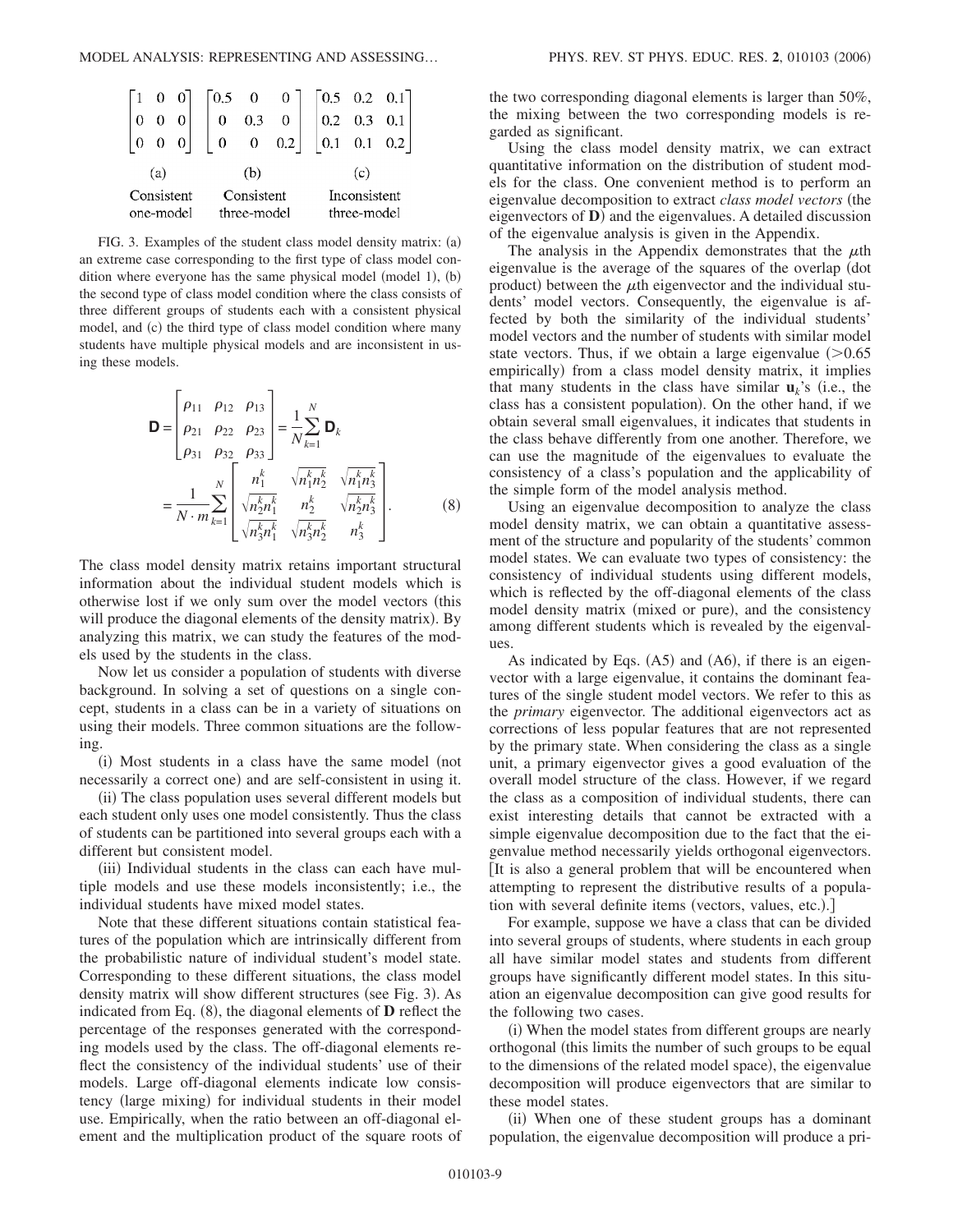$$
\begin{bmatrix} 1 & 0 & 0 \\ 0 & 0 & 0 \\ 0 & 0 & 0 \end{bmatrix} \quad \begin{bmatrix} 0.5 & 0 & 0 \\ 0 & 0.3 & 0 \\ 0 & 0 & 0.2 \end{bmatrix} \quad \begin{bmatrix} 0.5 & 0.2 & 0.1 \\ 0.2 & 0.3 & 0.1 \\ 0.1 & 0.1 & 0.2 \end{bmatrix}
$$

(a) Consistent one-model  (b) Consistent three-model  (c) Inconsistent three-model

FIG. 3. Examples of the student class model density matrix: (a) an extreme case corresponding to the first type of class model condition where everyone has the same physical model (model 1), (b) the second type of class model condition where the class consists of three different groups of students each with a consistent physical model, and (c) the third type of class model condition where many students have multiple physical models and are inconsistent in using these models.

$$
\mathbf{D} = \begin{bmatrix} \rho_{11} & \rho_{12} & \rho_{13} \\ \rho_{21} & \rho_{22} & \rho_{23} \\ \rho_{31} & \rho_{32} & \rho_{33} \end{bmatrix} = \frac{1}{N}\sum_{k=1}^{N} \mathbf{D}_k = \frac{1}{N \cdot m}\sum_{k=1}^{N} \begin{bmatrix} n_1^k & \sqrt{n_1^k n_2^k} & \sqrt{n_1^k n_3^k} \\ \sqrt{n_2^k n_1^k} & n_2^k & \sqrt{n_2^k n_3^k} \\ \sqrt{n_3^k n_1^k} & \sqrt{n_3^k n_2^k} & n_3^k \end{bmatrix}. \tag{8}
$$

The class model density matrix retains important structural information about the individual student models which is otherwise lost if we only sum over the model vectors (this will produce the diagonal elements of the density matrix). By analyzing this matrix, we can study the features of the models used by the students in the class.

Now let us consider a population of students with diverse background. In solving a set of questions on a single concept, students in a class can be in a variety of situations on using their models. Three common situations are the following.

(i) Most students in a class have the same model (not necessarily a correct one) and are self-consistent in using it.

(ii) The class population uses several different models but each student only uses one model consistently. Thus the class of students can be partitioned into several groups each with a different but consistent model.

(iii) Individual students in the class can each have multiple models and use these models inconsistently; i.e., the individual students have mixed model states.

Note that these different situations contain statistical features of the population which are intrinsically different from the probabilistic nature of individual student's model state. Corresponding to these different situations, the class model density matrix will show different structures (see Fig. 3). As indicated from Eq. (8), the diagonal elements of **D** reflect the percentage of the responses generated with the corresponding models used by the class. The off-diagonal elements reflect the consistency of the individual students' use of their models. Large off-diagonal elements indicate low consistency (large mixing) for individual students in their model use. Empirically, when the ratio between an off-diagonal element and the multiplication product of the square roots of the two corresponding diagonal elements is larger than 50%, the mixing between the two corresponding models is regarded as significant.

Using the class model density matrix, we can extract quantitative information on the distribution of student models for the class. One convenient method is to perform an eigenvalue decomposition to extract *class model vectors* (the eigenvectors of **D**) and the eigenvalues. A detailed discussion of the eigenvalue analysis is given in the Appendix.

The analysis in the Appendix demonstrates that the $\mu$th eigenvalue is the average of the squares of the overlap (dot product) between the $\mu$th eigenvector and the individual students' model vectors. Consequently, the eigenvalue is affected by both the similarity of the individual students' model vectors and the number of students with similar model state vectors. Thus, if we obtain a large eigenvalue ($>0.65$ empirically) from a class model density matrix, it implies that many students in the class have similar $\mathbf{u}_k$'s (i.e., the class has a consistent population). On the other hand, if we obtain several small eigenvalues, it indicates that students in the class behave differently from one another. Therefore, we can use the magnitude of the eigenvalues to evaluate the consistency of a class's population and the applicability of the simple form of the model analysis method.

Using an eigenvalue decomposition to analyze the class model density matrix, we can obtain a quantitative assessment of the structure and popularity of the students' common model states. We can evaluate two types of consistency: the consistency of individual students using different models, which is reflected by the off-diagonal elements of the class model density matrix (mixed or pure), and the consistency among different students which is revealed by the eigenvalues.

As indicated by Eqs. (A5) and (A6), if there is an eigenvector with a large eigenvalue, it contains the dominant features of the single student model vectors. We refer to this as the *primary* eigenvector. The additional eigenvectors act as corrections of less popular features that are not represented by the primary state. When considering the class as a single unit, a primary eigenvector gives a good evaluation of the overall model structure of the class. However, if we regard the class as a composition of individual students, there can exist interesting details that cannot be extracted with a simple eigenvalue decomposition due to the fact that the eigenvalue method necessarily yields orthogonal eigenvectors. [It is also a general problem that will be encountered when attempting to represent the distributive results of a population with several definite items (vectors, values, etc.).]

For example, suppose we have a class that can be divided into several groups of students, where students in each group all have similar model states and students from different groups have significantly different model states. In this situation an eigenvalue decomposition can give good results for the following two cases.

(i) When the model states from different groups are nearly orthogonal (this limits the number of such groups to be equal to the dimensions of the related model space), the eigenvalue decomposition will produce eigenvectors that are similar to these model states.

(ii) When one of these student groups has a dominant population, the eigenvalue decomposition will produce a pri-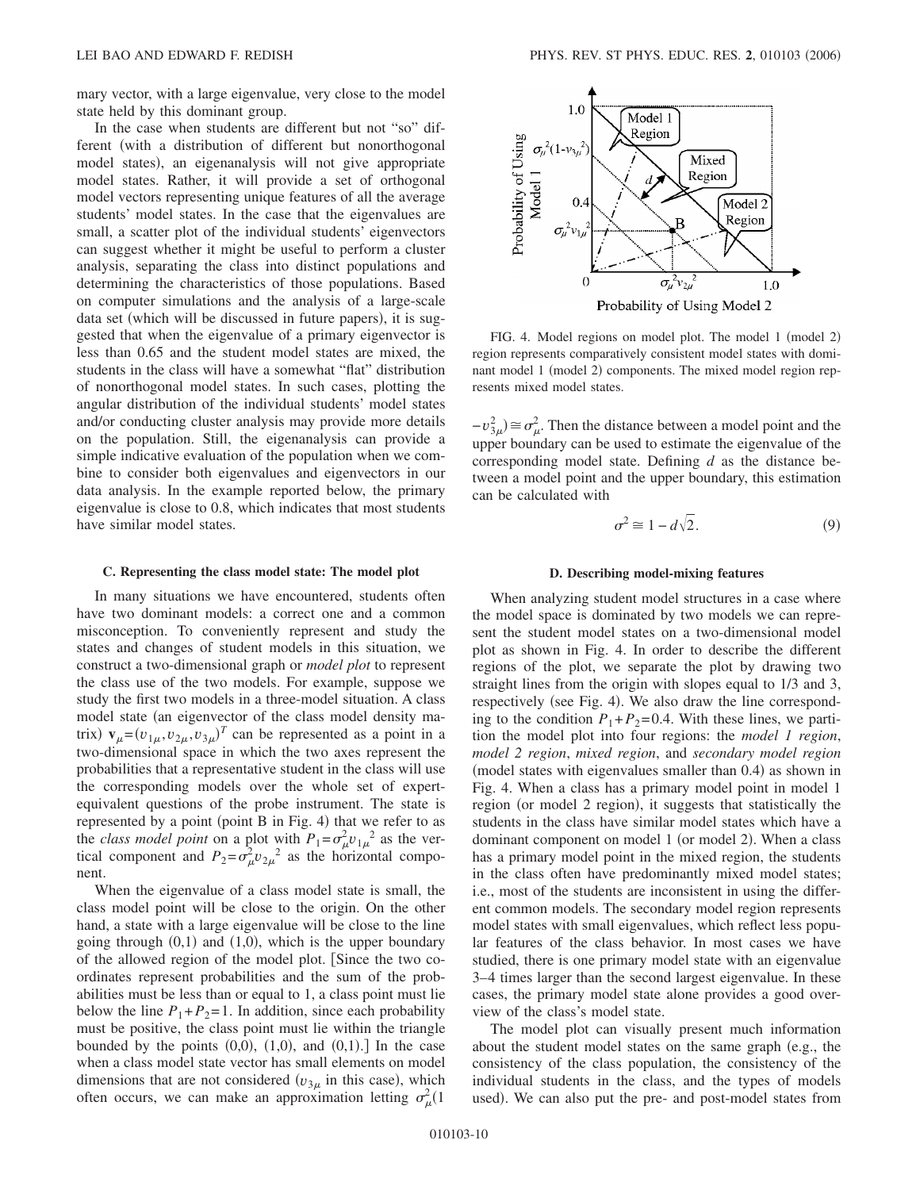mary vector, with a large eigenvalue, very close to the model state held by this dominant group.

In the case when students are different but not "so" different (with a distribution of different but nonorthogonal model states), an eigenanalysis will not give appropriate model states. Rather, it will provide a set of orthogonal model vectors representing unique features of all the average students' model states. In the case that the eigenvalues are small, a scatter plot of the individual students' eigenvectors can suggest whether it might be useful to perform a cluster analysis, separating the class into distinct populations and determining the characteristics of those populations. Based on computer simulations and the analysis of a large-scale data set (which will be discussed in future papers), it is suggested that when the eigenvalue of a primary eigenvector is less than 0.65 and the student model states are mixed, the students in the class will have a somewhat "flat" distribution of nonorthogonal model states. In such cases, plotting the angular distribution of the individual students' model states and/or conducting cluster analysis may provide more details on the population. Still, the eigenanalysis can provide a simple indicative evaluation of the population when we combine to consider both eigenvalues and eigenvectors in our data analysis. In the example reported below, the primary eigenvalue is close to 0.8, which indicates that most students have similar model states.

### C. Representing the class model state: The model plot

In many situations we have encountered, students often have two dominant models: a correct one and a common misconception. To conveniently represent and study the states and changes of student models in this situation, we construct a two-dimensional graph or *model plot* to represent the class use of the two models. For example, suppose we study the first two models in a three-model situation. A class model state (an eigenvector of the class model density matrix) $\mathbf{v}_\mu = (v_{1\mu}, v_{2\mu}, v_{3\mu})^T$ can be represented as a point in a two-dimensional space in which the two axes represent the probabilities that a representative student in the class will use the corresponding models over the whole set of expert-equivalent questions of the probe instrument. The state is represented by a point (point B in Fig. 4) that we refer to as the *class model point* on a plot with $P_1 = \sigma_\mu^2 v_{1\mu}{}^2$ as the vertical component and $P_2 = \sigma_\mu^2 v_{2\mu}{}^2$ as the horizontal component.

When the eigenvalue of a class model state is small, the class model point will be close to the origin. On the other hand, a state with a large eigenvalue will be close to the line going through (0,1) and (1,0), which is the upper boundary of the allowed region of the model plot. [Since the two coordinates represent probabilities and the sum of the probabilities must be less than or equal to 1, a class point must lie below the line $P_1 + P_2 = 1$. In addition, since each probability must be positive, the class point must lie within the triangle bounded by the points (0,0), (1,0), and (0,1).] In the case when a class model state vector has small elements on model dimensions that are not considered ($v_{3\mu}$ in this case), which often occurs, we can make an approximation letting $\sigma_\mu^2(1 - v_{3\mu}^2) \cong \sigma_\mu^2$. Then the distance between a model point and the upper boundary can be used to estimate the eigenvalue of the corresponding model state. Defining $d$ as the distance between a model point and the upper boundary, this estimation can be calculated with

$$\sigma^2 \cong 1 - d\sqrt{2}. \tag{9}$$

FIG. 4. Model regions on model plot. The model 1 (model 2) region represents comparatively consistent model states with dominant model 1 (model 2) components. The mixed model region represents mixed model states.

### D. Describing model-mixing features

When analyzing student model structures in a case where the model space is dominated by two models we can represent the student model states on a two-dimensional model plot as shown in Fig. 4. In order to describe the different regions of the plot, we separate the plot by drawing two straight lines from the origin with slopes equal to 1/3 and 3, respectively (see Fig. 4). We also draw the line corresponding to the condition $P_1 + P_2 = 0.4$. With these lines, we partition the model plot into four regions: the *model 1 region*, *model 2 region*, *mixed region*, and *secondary model region* (model states with eigenvalues smaller than 0.4) as shown in Fig. 4. When a class has a primary model point in model 1 region (or model 2 region), it suggests that statistically the students in the class have similar model states which have a dominant component on model 1 (or model 2). When a class has a primary model point in the mixed region, the students in the class often have predominantly mixed model states; i.e., most of the students are inconsistent in using the different common models. The secondary model region represents model states with small eigenvalues, which reflect less popular features of the class behavior. In most cases we have studied, there is one primary model state with an eigenvalue 3–4 times larger than the second largest eigenvalue. In these cases, the primary model state alone provides a good overview of the class's model state.

The model plot can visually present much information about the student model states on the same graph (e.g., the consistency of the class population, the consistency of the individual students in the class, and the types of models used). We can also put the pre- and post-model states from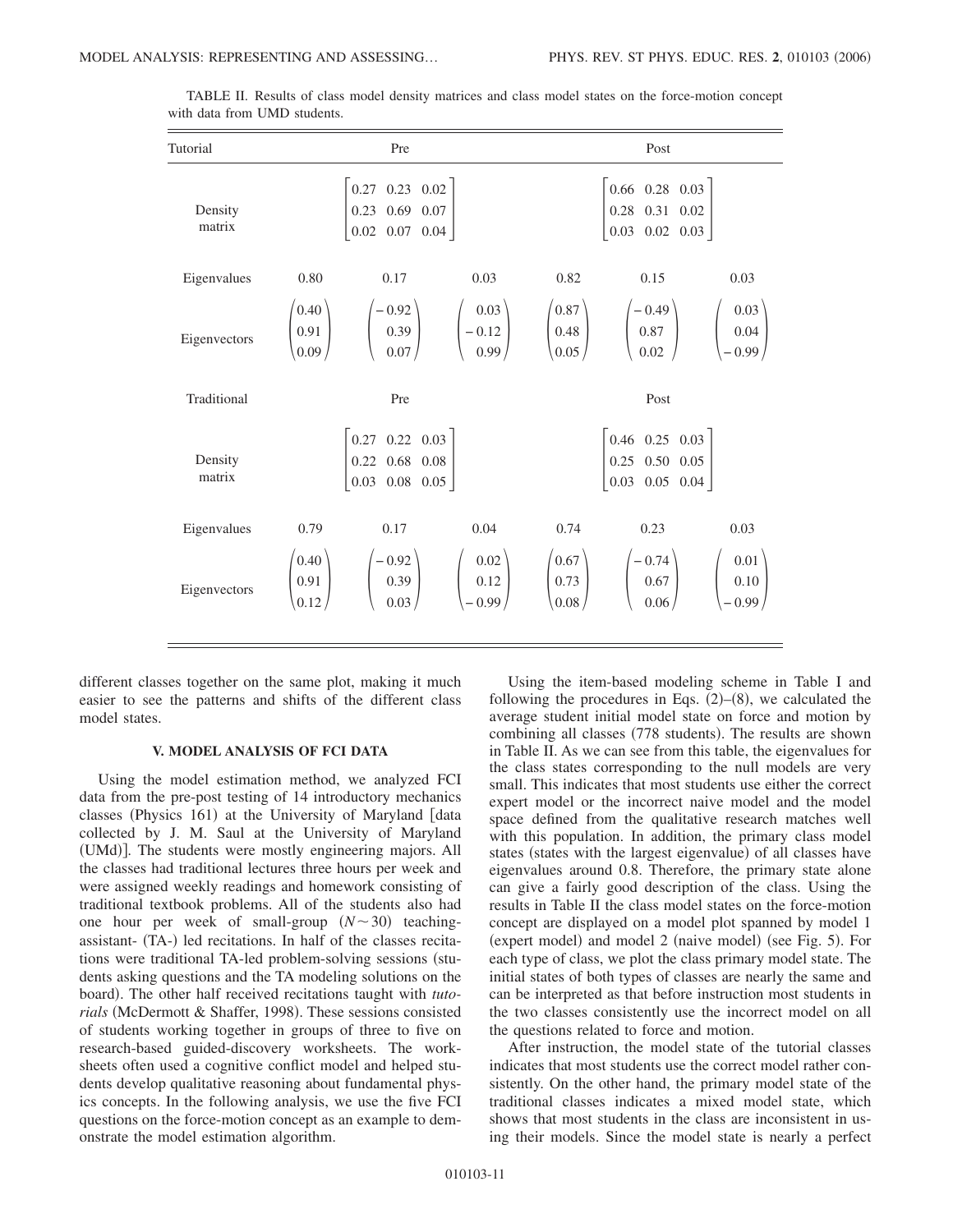TABLE II. Results of class model density matrices and class model states on the force-motion concept with data from UMD students.

| Tutorial | Pre | | | Post | | |
|---|---|---|---|---|---|---|
| Density matrix | | $\begin{bmatrix} 0.27 & 0.23 & 0.02 \\ 0.23 & 0.69 & 0.07 \\ 0.02 & 0.07 & 0.04 \end{bmatrix}$ | | | $\begin{bmatrix} 0.66 & 0.28 & 0.03 \\ 0.28 & 0.31 & 0.02 \\ 0.03 & 0.02 & 0.03 \end{bmatrix}$ | |
| Eigenvalues | 0.80 | 0.17 | 0.03 | 0.82 | 0.15 | 0.03 |
| Eigenvectors | $\begin{pmatrix} 0.40 \\ 0.91 \\ 0.09 \end{pmatrix}$ | $\begin{pmatrix} -0.92 \\ 0.39 \\ 0.07 \end{pmatrix}$ | $\begin{pmatrix} 0.03 \\ -0.12 \\ 0.99 \end{pmatrix}$ | $\begin{pmatrix} 0.87 \\ 0.48 \\ 0.05 \end{pmatrix}$ | $\begin{pmatrix} -0.49 \\ 0.87 \\ 0.02 \end{pmatrix}$ | $\begin{pmatrix} 0.03 \\ 0.04 \\ -0.99 \end{pmatrix}$ |
| **Traditional** | **Pre** | | | **Post** | | |
| Density matrix | | $\begin{bmatrix} 0.27 & 0.22 & 0.03 \\ 0.22 & 0.68 & 0.08 \\ 0.03 & 0.08 & 0.05 \end{bmatrix}$ | | | $\begin{bmatrix} 0.46 & 0.25 & 0.03 \\ 0.25 & 0.50 & 0.05 \\ 0.03 & 0.05 & 0.04 \end{bmatrix}$ | |
| Eigenvalues | 0.79 | 0.17 | 0.04 | 0.74 | 0.23 | 0.03 |
| Eigenvectors | $\begin{pmatrix} 0.40 \\ 0.91 \\ 0.12 \end{pmatrix}$ | $\begin{pmatrix} -0.92 \\ 0.39 \\ 0.03 \end{pmatrix}$ | $\begin{pmatrix} 0.02 \\ 0.12 \\ -0.99 \end{pmatrix}$ | $\begin{pmatrix} 0.67 \\ 0.73 \\ 0.08 \end{pmatrix}$ | $\begin{pmatrix} -0.74 \\ 0.67 \\ 0.06 \end{pmatrix}$ | $\begin{pmatrix} 0.01 \\ 0.10 \\ -0.99 \end{pmatrix}$ |

different classes together on the same plot, making it much easier to see the patterns and shifts of the different class model states.

## V. MODEL ANALYSIS OF FCI DATA

Using the model estimation method, we analyzed FCI data from the pre-post testing of 14 introductory mechanics classes (Physics 161) at the University of Maryland [data collected by J. M. Saul at the University of Maryland (UMd)]. The students were mostly engineering majors. All the classes had traditional lectures three hours per week and were assigned weekly readings and homework consisting of traditional textbook problems. All of the students also had one hour per week of small-group ($N \sim 30$) teaching-assistant- (TA-) led recitations. In half of the classes recitations were traditional TA-led problem-solving sessions (students asking questions and the TA modeling solutions on the board). The other half received recitations taught with *tutorials* (McDermott & Shaffer, 1998). These sessions consisted of students working together in groups of three to five on research-based guided-discovery worksheets. The worksheets often used a cognitive conflict model and helped students develop qualitative reasoning about fundamental physics concepts. In the following analysis, we use the five FCI questions on the force-motion concept as an example to demonstrate the model estimation algorithm.

Using the item-based modeling scheme in Table I and following the procedures in Eqs. (2)–(8), we calculated the average student initial model state on force and motion by combining all classes (778 students). The results are shown in Table II. As we can see from this table, the eigenvalues for the class states corresponding to the null models are very small. This indicates that most students use either the correct expert model or the incorrect naive model and the model space defined from the qualitative research matches well with this population. In addition, the primary class model states (states with the largest eigenvalue) of all classes have eigenvalues around 0.8. Therefore, the primary state alone can give a fairly good description of the class. Using the results in Table II the class model states on the force-motion concept are displayed on a model plot spanned by model 1 (expert model) and model 2 (naive model) (see Fig. 5). For each type of class, we plot the class primary model state. The initial states of both types of classes are nearly the same and can be interpreted as that before instruction most students in the two classes consistently use the incorrect model on all the questions related to force and motion.

After instruction, the model state of the tutorial classes indicates that most students use the correct model rather consistently. On the other hand, the primary model state of the traditional classes indicates a mixed model state, which shows that most students in the class are inconsistent in using their models. Since the model state is nearly a perfect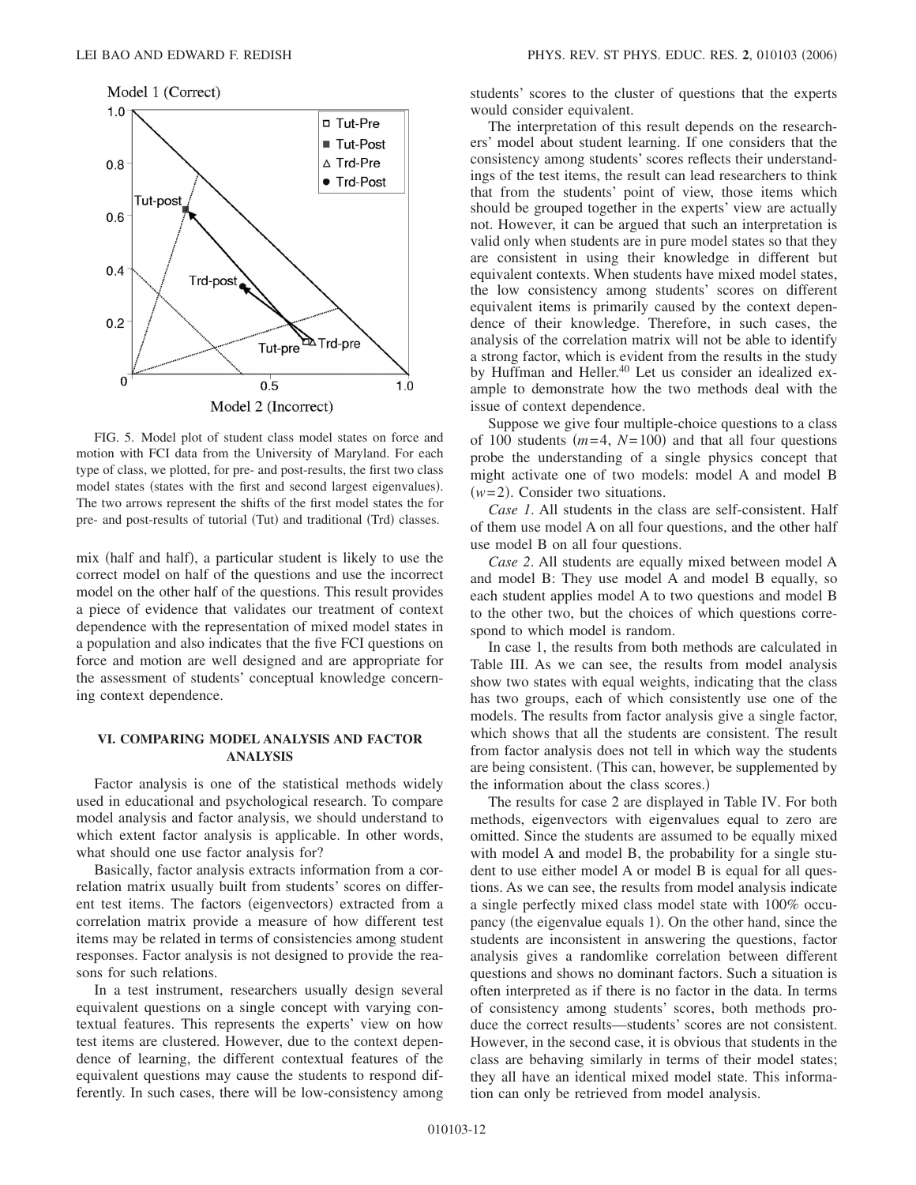Model 1 (Correct)

1.0

0.8

0.6

0.4

0.2

0

0.5

1.0

Model 2 (Incorrect)

Tut-Pre

Tut-Post

Trd-Pre

Trd-Post

Tut-post

Trd-post

Tut-pre

Trd-pre

FIG. 5. Model plot of student class model states on force and motion with FCI data from the University of Maryland. For each type of class, we plotted, for pre- and post-results, the first two class model states (states with the first and second largest eigenvalues). The two arrows represent the shifts of the first model states the for pre- and post-results of tutorial (Tut) and traditional (Trd) classes.

mix (half and half), a particular student is likely to use the correct model on half of the questions and use the incorrect model on the other half of the questions. This result provides a piece of evidence that validates our treatment of context dependence with the representation of mixed model states in a population and also indicates that the five FCI questions on force and motion are well designed and are appropriate for the assessment of students' conceptual knowledge concerning context dependence.

## VI. COMPARING MODEL ANALYSIS AND FACTOR ANALYSIS

Factor analysis is one of the statistical methods widely used in educational and psychological research. To compare model analysis and factor analysis, we should understand to which extent factor analysis is applicable. In other words, what should one use factor analysis for?

Basically, factor analysis extracts information from a correlation matrix usually built from students' scores on different test items. The factors (eigenvectors) extracted from a correlation matrix provide a measure of how different test items may be related in terms of consistencies among student responses. Factor analysis is not designed to provide the reasons for such relations.

In a test instrument, researchers usually design several equivalent questions on a single concept with varying contextual features. This represents the experts' view on how test items are clustered. However, due to the context dependence of learning, the different contextual features of the equivalent questions may cause the students to respond differently. In such cases, there will be low-consistency among students' scores to the cluster of questions that the experts would consider equivalent.

The interpretation of this result depends on the researchers' model about student learning. If one considers that the consistency among students' scores reflects their understandings of the test items, the result can lead researchers to think that from the students' point of view, those items which should be grouped together in the experts' view are actually not. However, it can be argued that such an interpretation is valid only when students are in pure model states so that they are consistent in using their knowledge in different but equivalent contexts. When students have mixed model states, the low consistency among students' scores on different equivalent items is primarily caused by the context dependence of their knowledge. Therefore, in such cases, the analysis of the correlation matrix will not be able to identify a strong factor, which is evident from the results in the study by Huffman and Heller.[40] Let us consider an idealized example to demonstrate how the two methods deal with the issue of context dependence.

Suppose we give four multiple-choice questions to a class of 100 students ($m=4$, $N=100$) and that all four questions probe the understanding of a single physics concept that might activate one of two models: model A and model B ($w=2$). Consider two situations.

*Case 1*. All students in the class are self-consistent. Half of them use model A on all four questions, and the other half use model B on all four questions.

*Case 2*. All students are equally mixed between model A and model B: They use model A and model B equally, so each student applies model A to two questions and model B to the other two, but the choices of which questions correspond to which model is random.

In case 1, the results from both methods are calculated in Table III. As we can see, the results from model analysis show two states with equal weights, indicating that the class has two groups, each of which consistently use one of the models. The results from factor analysis give a single factor, which shows that all the students are consistent. The result from factor analysis does not tell in which way the students are being consistent. (This can, however, be supplemented by the information about the class scores.)

The results for case 2 are displayed in Table IV. For both methods, eigenvectors with eigenvalues equal to zero are omitted. Since the students are assumed to be equally mixed with model A and model B, the probability for a single student to use either model A or model B is equal for all questions. As we can see, the results from model analysis indicate a single perfectly mixed class model state with 100% occupancy (the eigenvalue equals 1). On the other hand, since the students are inconsistent in answering the questions, factor analysis gives a randomlike correlation between different questions and shows no dominant factors. Such a situation is often interpreted as if there is no factor in the data. In terms of consistency among students' scores, both methods produce the correct results—students' scores are not consistent. However, in the second case, it is obvious that students in the class are behaving similarly in terms of their model states; they all have an identical mixed model state. This information can only be retrieved from model analysis.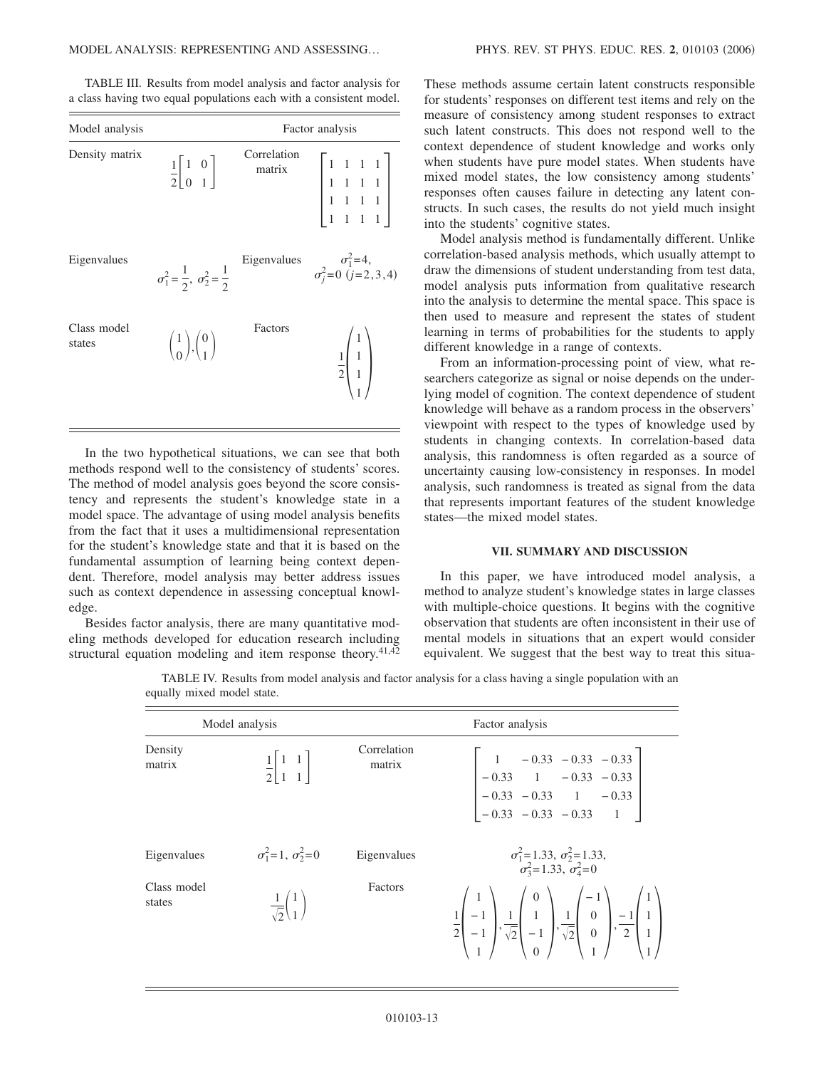TABLE III. Results from model analysis and factor analysis for a class having two equal populations each with a consistent model.

| Model analysis | | Factor analysis | |
|---|---|---|---|
| Density matrix | $\frac{1}{2}\begin{bmatrix} 1 & 0 \\ 0 & 1 \end{bmatrix}$ | Correlation matrix | $\begin{bmatrix} 1 & 1 & 1 & 1 \\ 1 & 1 & 1 & 1 \\ 1 & 1 & 1 & 1 \\ 1 & 1 & 1 & 1 \end{bmatrix}$ |
| Eigenvalues | $\sigma_1^2=\frac{1}{2},\ \sigma_2^2=\frac{1}{2}$ | Eigenvalues | $\sigma_1^2=4$, $\sigma_j^2=0\ (j=2,3,4)$ |
| Class model states | $\begin{pmatrix} 1 \\ 0 \end{pmatrix}, \begin{pmatrix} 0 \\ 1 \end{pmatrix}$ | Factors | $\frac{1}{2}\begin{pmatrix} 1 \\ 1 \\ 1 \\ 1 \end{pmatrix}$ |

In the two hypothetical situations, we can see that both methods respond well to the consistency of students' scores. The method of model analysis goes beyond the score consistency and represents the student's knowledge state in a model space. The advantage of using model analysis benefits from the fact that it uses a multidimensional representation for the student's knowledge state and that it is based on the fundamental assumption of learning being context dependent. Therefore, model analysis may better address issues such as context dependence in assessing conceptual knowledge.

Besides factor analysis, there are many quantitative modeling methods developed for education research including structural equation modeling and item response theory.[41,42] These methods assume certain latent constructs responsible for students' responses on different test items and rely on the measure of consistency among student responses to extract such latent constructs. This does not respond well to the context dependence of student knowledge and works only when students have pure model states. When students have mixed model states, the low consistency among students' responses often causes failure in detecting any latent constructs. In such cases, the results do not yield much insight into the students' cognitive states.

Model analysis method is fundamentally different. Unlike correlation-based analysis methods, which usually attempt to draw the dimensions of student understanding from test data, model analysis puts information from qualitative research into the analysis to determine the mental space. This space is then used to measure and represent the states of student learning in terms of probabilities for the students to apply different knowledge in a range of contexts.

From an information-processing point of view, what researchers categorize as signal or noise depends on the underlying model of cognition. The context dependence of student knowledge will behave as a random process in the observers' viewpoint with respect to the types of knowledge used by students in changing contexts. In correlation-based data analysis, this randomness is often regarded as a source of uncertainty causing low-consistency in responses. In model analysis, such randomness is treated as signal from the data that represents important features of the student knowledge states—the mixed model states.

## VII. SUMMARY AND DISCUSSION

In this paper, we have introduced model analysis, a method to analyze student's knowledge states in large classes with multiple-choice questions. It begins with the cognitive observation that students are often inconsistent in their use of mental models in situations that an expert would consider equivalent. We suggest that the best way to treat this situa-

TABLE IV. Results from model analysis and factor analysis for a class having a single population with an equally mixed model state.

| Model analysis | | Factor analysis | |
|---|---|---|---|
| Density matrix | $\frac{1}{2}\begin{bmatrix} 1 & 1 \\ 1 & 1 \end{bmatrix}$ | Correlation matrix | $\begin{bmatrix} 1 & -0.33 & -0.33 & -0.33 \\ -0.33 & 1 & -0.33 & -0.33 \\ -0.33 & -0.33 & 1 & -0.33 \\ -0.33 & -0.33 & -0.33 & 1 \end{bmatrix}$ |
| Eigenvalues | $\sigma_1^2=1,\ \sigma_2^2=0$ | Eigenvalues | $\sigma_1^2=1.33,\ \sigma_2^2=1.33,$ $\sigma_3^2=1.33,\ \sigma_4^2=0$ |
| Class model states | $\frac{1}{\sqrt{2}}\begin{pmatrix} 1 \\ 1 \end{pmatrix}$ | Factors | $\frac{1}{2}\begin{pmatrix} 1 \\ -1 \\ -1 \\ 1 \end{pmatrix}, \frac{1}{\sqrt{2}}\begin{pmatrix} 0 \\ 1 \\ -1 \\ 0 \end{pmatrix}, \frac{1}{\sqrt{2}}\begin{pmatrix} -1 \\ 0 \\ 0 \\ 1 \end{pmatrix}, \frac{-1}{2}\begin{pmatrix} 1 \\ 1 \\ 1 \\ 1 \end{pmatrix}$ |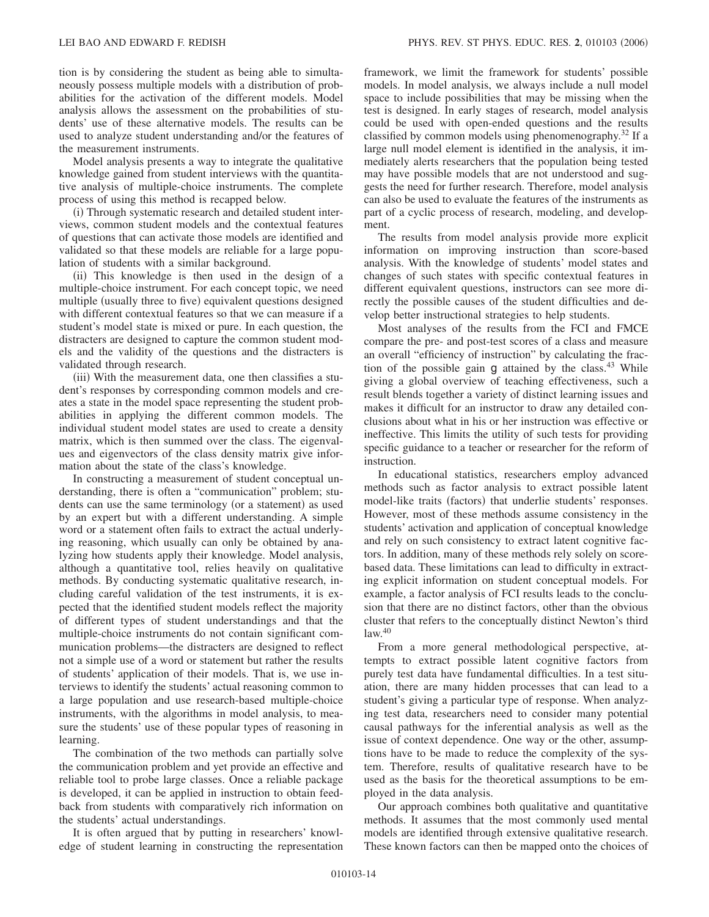tion is by considering the student as being able to simultaneously possess multiple models with a distribution of probabilities for the activation of the different models. Model analysis allows the assessment on the probabilities of students' use of these alternative models. The results can be used to analyze student understanding and/or the features of the measurement instruments.

Model analysis presents a way to integrate the qualitative knowledge gained from student interviews with the quantitative analysis of multiple-choice instruments. The complete process of using this method is recapped below.

(i) Through systematic research and detailed student interviews, common student models and the contextual features of questions that can activate those models are identified and validated so that these models are reliable for a large population of students with a similar background.

(ii) This knowledge is then used in the design of a multiple-choice instrument. For each concept topic, we need multiple (usually three to five) equivalent questions designed with different contextual features so that we can measure if a student's model state is mixed or pure. In each question, the distracters are designed to capture the common student models and the validity of the questions and the distracters is validated through research.

(iii) With the measurement data, one then classifies a student's responses by corresponding common models and creates a state in the model space representing the student probabilities in applying the different common models. The individual student model states are used to create a density matrix, which is then summed over the class. The eigenvalues and eigenvectors of the class density matrix give information about the state of the class's knowledge.

In constructing a measurement of student conceptual understanding, there is often a "communication" problem; students can use the same terminology (or a statement) as used by an expert but with a different understanding. A simple word or a statement often fails to extract the actual underlying reasoning, which usually can only be obtained by analyzing how students apply their knowledge. Model analysis, although a quantitative tool, relies heavily on qualitative methods. By conducting systematic qualitative research, including careful validation of the test instruments, it is expected that the identified student models reflect the majority of different types of student understandings and that the multiple-choice instruments do not contain significant communication problems—the distracters are designed to reflect not a simple use of a word or statement but rather the results of students' application of their models. That is, we use interviews to identify the students' actual reasoning common to a large population and use research-based multiple-choice instruments, with the algorithms in model analysis, to measure the students' use of these popular types of reasoning in learning.

The combination of the two methods can partially solve the communication problem and yet provide an effective and reliable tool to probe large classes. Once a reliable package is developed, it can be applied in instruction to obtain feedback from students with comparatively rich information on the students' actual understandings.

It is often argued that by putting in researchers' knowledge of student learning in constructing the representation framework, we limit the framework for students' possible models. In model analysis, we always include a null model space to include possibilities that may be missing when the test is designed. In early stages of research, model analysis could be used with open-ended questions and the results classified by common models using phenomenography.[32] If a large null model element is identified in the analysis, it immediately alerts researchers that the population being tested may have possible models that are not understood and suggests the need for further research. Therefore, model analysis can also be used to evaluate the features of the instruments as part of a cyclic process of research, modeling, and development.

The results from model analysis provide more explicit information on improving instruction than score-based analysis. With the knowledge of students' model states and changes of such states with specific contextual features in different equivalent questions, instructors can see more directly the possible causes of the student difficulties and develop better instructional strategies to help students.

Most analyses of the results from the FCI and FMCE compare the pre- and post-test scores of a class and measure an overall "efficiency of instruction" by calculating the fraction of the possible gain $g$ attained by the class.[43] While giving a global overview of teaching effectiveness, such a result blends together a variety of distinct learning issues and makes it difficult for an instructor to draw any detailed conclusions about what in his or her instruction was effective or ineffective. This limits the utility of such tests for providing specific guidance to a teacher or researcher for the reform of instruction.

In educational statistics, researchers employ advanced methods such as factor analysis to extract possible latent model-like traits (factors) that underlie students' responses. However, most of these methods assume consistency in the students' activation and application of conceptual knowledge and rely on such consistency to extract latent cognitive factors. In addition, many of these methods rely solely on score-based data. These limitations can lead to difficulty in extracting explicit information on student conceptual models. For example, a factor analysis of FCI results leads to the conclusion that there are no distinct factors, other than the obvious cluster that refers to the conceptually distinct Newton's third law.[40]

From a more general methodological perspective, attempts to extract possible latent cognitive factors from purely test data have fundamental difficulties. In a test situation, there are many hidden processes that can lead to a student's giving a particular type of response. When analyzing test data, researchers need to consider many potential causal pathways for the inferential analysis as well as the issue of context dependence. One way or the other, assumptions have to be made to reduce the complexity of the system. Therefore, results of qualitative research have to be used as the basis for the theoretical assumptions to be employed in the data analysis.

Our approach combines both qualitative and quantitative methods. It assumes that the most commonly used mental models are identified through extensive qualitative research. These known factors can then be mapped onto the choices of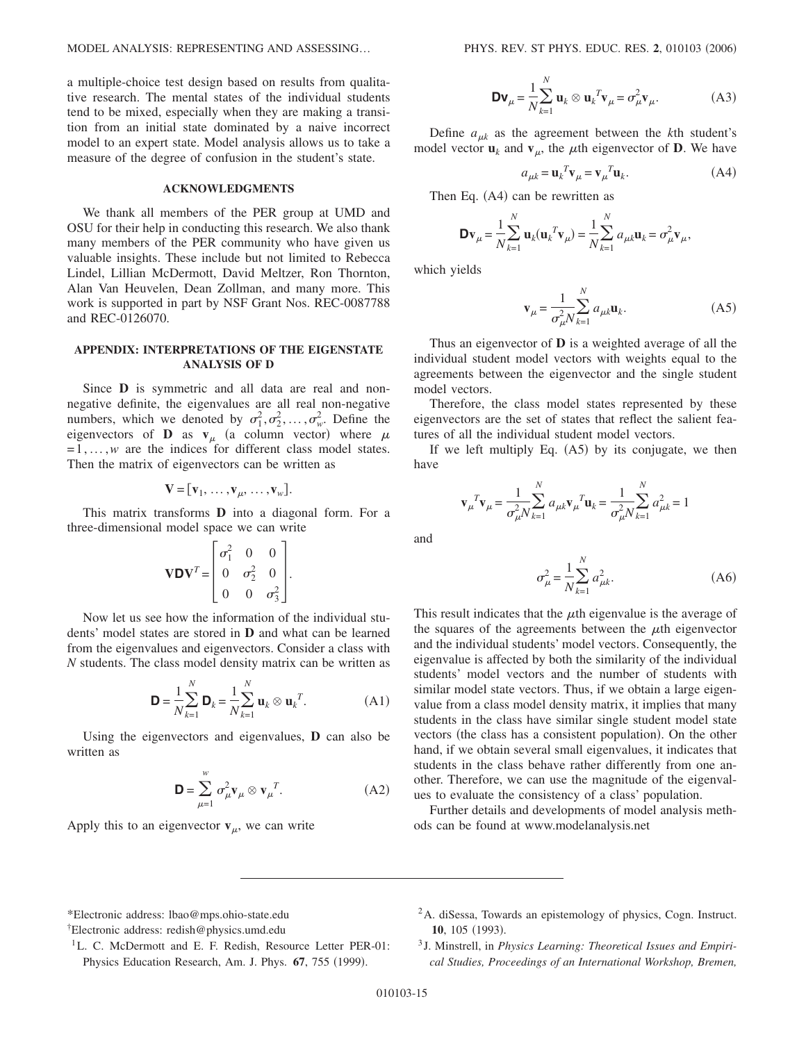a multiple-choice test design based on results from qualitative research. The mental states of the individual students tend to be mixed, especially when they are making a transition from an initial state dominated by a naive incorrect model to an expert state. Model analysis allows us to take a measure of the degree of confusion in the student's state.

## ACKNOWLEDGMENTS

We thank all members of the PER group at UMD and OSU for their help in conducting this research. We also thank many members of the PER community who have given us valuable insights. These include but not limited to Rebecca Lindel, Lillian McDermott, David Meltzer, Ron Thornton, Alan Van Heuvelen, Dean Zollman, and many more. This work is supported in part by NSF Grant Nos. REC-0087788 and REC-0126070.

## APPENDIX: INTERPRETATIONS OF THE EIGENSTATE ANALYSIS OF D

Since **D** is symmetric and all data are real and non-negative definite, the eigenvalues are all real non-negative numbers, which we denoted by $\sigma_1^2, \sigma_2^2, \ldots, \sigma_w^2$. Define the eigenvectors of **D** as $\mathbf{v}_\mu$ (a column vector) where $\mu = 1, \ldots, w$ are the indices for different class model states. Then the matrix of eigenvectors can be written as

$$\mathbf{V} = [\mathbf{v}_1, \ldots, \mathbf{v}_\mu, \ldots, \mathbf{v}_w].$$

This matrix transforms **D** into a diagonal form. For a three-dimensional model space we can write

$$\mathbf{V}\mathbf{D}\mathbf{V}^T = \begin{bmatrix} \sigma_1^2 & 0 & 0 \\ 0 & \sigma_2^2 & 0 \\ 0 & 0 & \sigma_3^2 \end{bmatrix}.$$

Now let us see how the information of the individual students' model states are stored in **D** and what can be learned from the eigenvalues and eigenvectors. Consider a class with $N$ students. The class model density matrix can be written as

$$\mathbf{D} = \frac{1}{N}\sum_{k=1}^{N} \mathbf{D}_k = \frac{1}{N}\sum_{k=1}^{N} \mathbf{u}_k \otimes \mathbf{u}_k^T. \tag{A1}$$

Using the eigenvectors and eigenvalues, **D** can also be written as

$$\mathbf{D} = \sum_{\mu=1}^{w} \sigma_\mu^2 \mathbf{v}_\mu \otimes \mathbf{v}_\mu^T. \tag{A2}$$

Apply this to an eigenvector $\mathbf{v}_\mu$, we can write

$$\mathbf{D}\mathbf{v}_\mu = \frac{1}{N}\sum_{k=1}^{N} \mathbf{u}_k \otimes \mathbf{u}_k^T \mathbf{v}_\mu = \sigma_\mu^2 \mathbf{v}_\mu. \tag{A3}$$

Define $a_{\mu k}$ as the agreement between the $k$th student's model vector $\mathbf{u}_k$ and $\mathbf{v}_\mu$, the $\mu$th eigenvector of **D**. We have

$$a_{\mu k} = \mathbf{u}_k^T \mathbf{v}_\mu = \mathbf{v}_\mu^T \mathbf{u}_k. \tag{A4}$$

Then Eq. (A4) can be rewritten as

$$\mathbf{D}\mathbf{v}_\mu = \frac{1}{N}\sum_{k=1}^{N} \mathbf{u}_k(\mathbf{u}_k^T \mathbf{v}_\mu) = \frac{1}{N}\sum_{k=1}^{N} a_{\mu k}\mathbf{u}_k = \sigma_\mu^2 \mathbf{v}_\mu,$$

which yields

$$\mathbf{v}_\mu = \frac{1}{\sigma_\mu^2 N}\sum_{k=1}^{N} a_{\mu k}\mathbf{u}_k. \tag{A5}$$

Thus an eigenvector of **D** is a weighted average of all the individual student model vectors with weights equal to the agreements between the eigenvector and the single student model vectors.

Therefore, the class model states represented by these eigenvectors are the set of states that reflect the salient features of all the individual student model vectors.

If we left multiply Eq. (A5) by its conjugate, we then have

$$\mathbf{v}_\mu^T \mathbf{v}_\mu = \frac{1}{\sigma_\mu^2 N}\sum_{k=1}^{N} a_{\mu k}\mathbf{v}_\mu^T \mathbf{u}_k = \frac{1}{\sigma_\mu^2 N}\sum_{k=1}^{N} a_{\mu k}^2 = 1$$

and

$$\sigma_\mu^2 = \frac{1}{N}\sum_{k=1}^{N} a_{\mu k}^2. \tag{A6}$$

This result indicates that the $\mu$th eigenvalue is the average of the squares of the agreements between the $\mu$th eigenvector and the individual students' model vectors. Consequently, the eigenvalue is affected by both the similarity of the individual students' model vectors and the number of students with similar model state vectors. Thus, if we obtain a large eigenvalue from a class model density matrix, it implies that many students in the class have similar single student model state vectors (the class has a consistent population). On the other hand, if we obtain several small eigenvalues, it indicates that students in the class behave rather differently from one another. Therefore, we can use the magnitude of the eigenvalues to evaluate the consistency of a class' population.

Further details and developments of model analysis methods can be found at www.modelanalysis.net

---

*Electronic address: lbao@mps.ohio-state.edu

†Electronic address: redish@physics.umd.edu

[1] L. C. McDermott and E. F. Redish, Resource Letter PER-01: Physics Education Research, Am. J. Phys. **67**, 755 (1999).

[2] A. diSessa, Towards an epistemology of physics, Cogn. Instruct. **10**, 105 (1993).

[3] J. Minstrell, in *Physics Learning: Theoretical Issues and Empirical Studies, Proceedings of an International Workshop, Bremen,*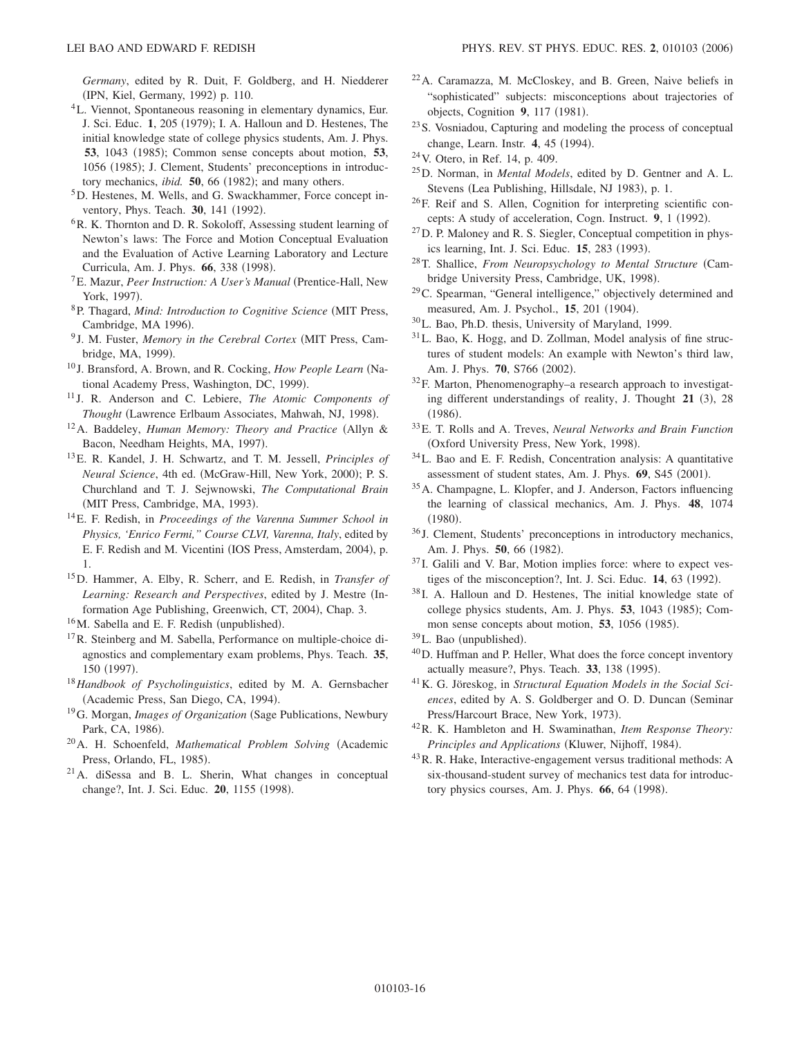*Germany*, edited by R. Duit, F. Goldberg, and H. Niedderer (IPN, Kiel, Germany, 1992) p. 110.

[4] L. Viennot, Spontaneous reasoning in elementary dynamics, Eur. J. Sci. Educ. **1**, 205 (1979); I. A. Halloun and D. Hestenes, The initial knowledge state of college physics students, Am. J. Phys. **53**, 1043 (1985); Common sense concepts about motion, **53**, 1056 (1985); J. Clement, Students' preconceptions in introductory mechanics, *ibid.* **50**, 66 (1982); and many others.

[5] D. Hestenes, M. Wells, and G. Swackhammer, Force concept inventory, Phys. Teach. **30**, 141 (1992).

[6] R. K. Thornton and D. R. Sokoloff, Assessing student learning of Newton's laws: The Force and Motion Conceptual Evaluation and the Evaluation of Active Learning Laboratory and Lecture Curricula, Am. J. Phys. **66**, 338 (1998).

[7] E. Mazur, *Peer Instruction: A User's Manual* (Prentice-Hall, New York, 1997).

[8] P. Thagard, *Mind: Introduction to Cognitive Science* (MIT Press, Cambridge, MA 1996).

[9] J. M. Fuster, *Memory in the Cerebral Cortex* (MIT Press, Cambridge, MA, 1999).

[10] J. Bransford, A. Brown, and R. Cocking, *How People Learn* (National Academy Press, Washington, DC, 1999).

[11] J. R. Anderson and C. Lebiere, *The Atomic Components of Thought* (Lawrence Erlbaum Associates, Mahwah, NJ, 1998).

[12] A. Baddeley, *Human Memory: Theory and Practice* (Allyn & Bacon, Needham Heights, MA, 1997).

[13] E. R. Kandel, J. H. Schwartz, and T. M. Jessell, *Principles of Neural Science*, 4th ed. (McGraw-Hill, New York, 2000); P. S. Churchland and T. J. Sejwnowski, *The Computational Brain* (MIT Press, Cambridge, MA, 1993).

[14] E. F. Redish, in *Proceedings of the Varenna Summer School in Physics, 'Enrico Fermi," Course CLVI, Varenna, Italy*, edited by E. F. Redish and M. Vicentini (IOS Press, Amsterdam, 2004), p. 1.

[15] D. Hammer, A. Elby, R. Scherr, and E. Redish, in *Transfer of Learning: Research and Perspectives*, edited by J. Mestre (Information Age Publishing, Greenwich, CT, 2004), Chap. 3.

[16] M. Sabella and E. F. Redish (unpublished).

[17] R. Steinberg and M. Sabella, Performance on multiple-choice diagnostics and complementary exam problems, Phys. Teach. **35**, 150 (1997).

[18] *Handbook of Psycholinguistics*, edited by M. A. Gernsbacher (Academic Press, San Diego, CA, 1994).

[19] G. Morgan, *Images of Organization* (Sage Publications, Newbury Park, CA, 1986).

[20] A. H. Schoenfeld, *Mathematical Problem Solving* (Academic Press, Orlando, FL, 1985).

[21] A. diSessa and B. L. Sherin, What changes in conceptual change?, Int. J. Sci. Educ. **20**, 1155 (1998).

[22] A. Caramazza, M. McCloskey, and B. Green, Naive beliefs in "sophisticated" subjects: misconceptions about trajectories of objects, Cognition **9**, 117 (1981).

[23] S. Vosniadou, Capturing and modeling the process of conceptual change, Learn. Instr. **4**, 45 (1994).

[24] V. Otero, in Ref. 14, p. 409.

[25] D. Norman, in *Mental Models*, edited by D. Gentner and A. L. Stevens (Lea Publishing, Hillsdale, NJ 1983), p. 1.

[26] F. Reif and S. Allen, Cognition for interpreting scientific concepts: A study of acceleration, Cogn. Instruct. **9**, 1 (1992).

[27] D. P. Maloney and R. S. Siegler, Conceptual competition in physics learning, Int. J. Sci. Educ. **15**, 283 (1993).

[28] T. Shallice, *From Neuropsychology to Mental Structure* (Cambridge University Press, Cambridge, UK, 1998).

[29] C. Spearman, "General intelligence," objectively determined and measured, Am. J. Psychol., **15**, 201 (1904).

[30] L. Bao, Ph.D. thesis, University of Maryland, 1999.

[31] L. Bao, K. Hogg, and D. Zollman, Model analysis of fine structures of student models: An example with Newton's third law, Am. J. Phys. **70**, S766 (2002).

[32] F. Marton, Phenomenography–a research approach to investigating different understandings of reality, J. Thought **21** (3), 28 (1986).

[33] E. T. Rolls and A. Treves, *Neural Networks and Brain Function* (Oxford University Press, New York, 1998).

[34] L. Bao and E. F. Redish, Concentration analysis: A quantitative assessment of student states, Am. J. Phys. **69**, S45 (2001).

[35] A. Champagne, L. Klopfer, and J. Anderson, Factors influencing the learning of classical mechanics, Am. J. Phys. **48**, 1074 (1980).

[36] J. Clement, Students' preconceptions in introductory mechanics, Am. J. Phys. **50**, 66 (1982).

[37] I. Galili and V. Bar, Motion implies force: where to expect vestiges of the misconception?, Int. J. Sci. Educ. **14**, 63 (1992).

[38] I. A. Halloun and D. Hestenes, The initial knowledge state of college physics students, Am. J. Phys. **53**, 1043 (1985); Common sense concepts about motion, **53**, 1056 (1985).

[39] L. Bao (unpublished).

[40] D. Huffman and P. Heller, What does the force concept inventory actually measure?, Phys. Teach. **33**, 138 (1995).

[41] K. G. Jöreskog, in *Structural Equation Models in the Social Sciences*, edited by A. S. Goldberger and O. D. Duncan (Seminar Press/Harcourt Brace, New York, 1973).

[42] R. K. Hambleton and H. Swaminathan, *Item Response Theory: Principles and Applications* (Kluwer, Nijhoff, 1984).

[43] R. R. Hake, Interactive-engagement versus traditional methods: A six-thousand-student survey of mechanics test data for introductory physics courses, Am. J. Phys. **66**, 64 (1998).